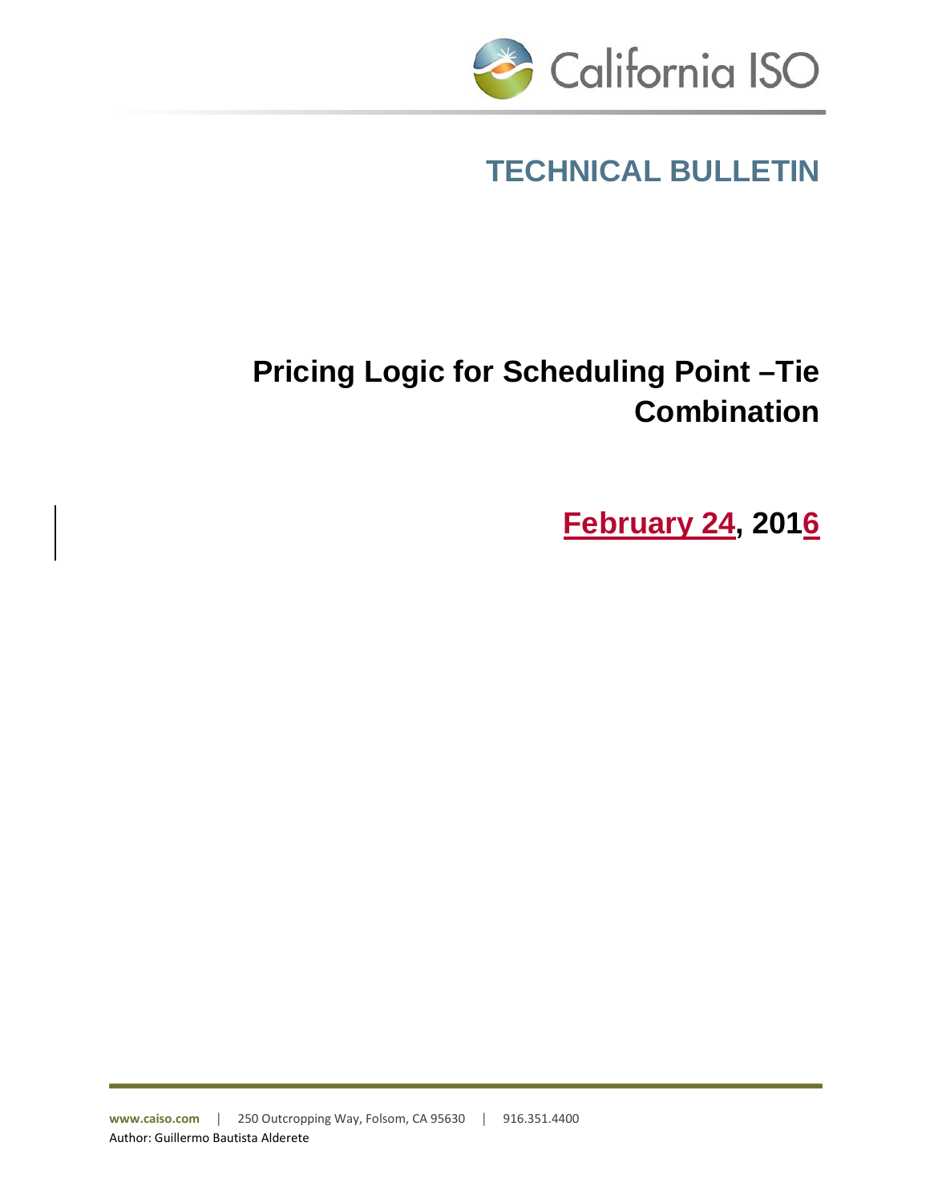California ISO

# TECHNICAL BULLETIN

# Pricing Logic for Scheduling Point –Tie Combination

## February 24, 2016

www.caiso.com | 250 Outcropping Way, Folsom, CA 95630 | 916.351.4400

Author: Guillermo Bautista Alderete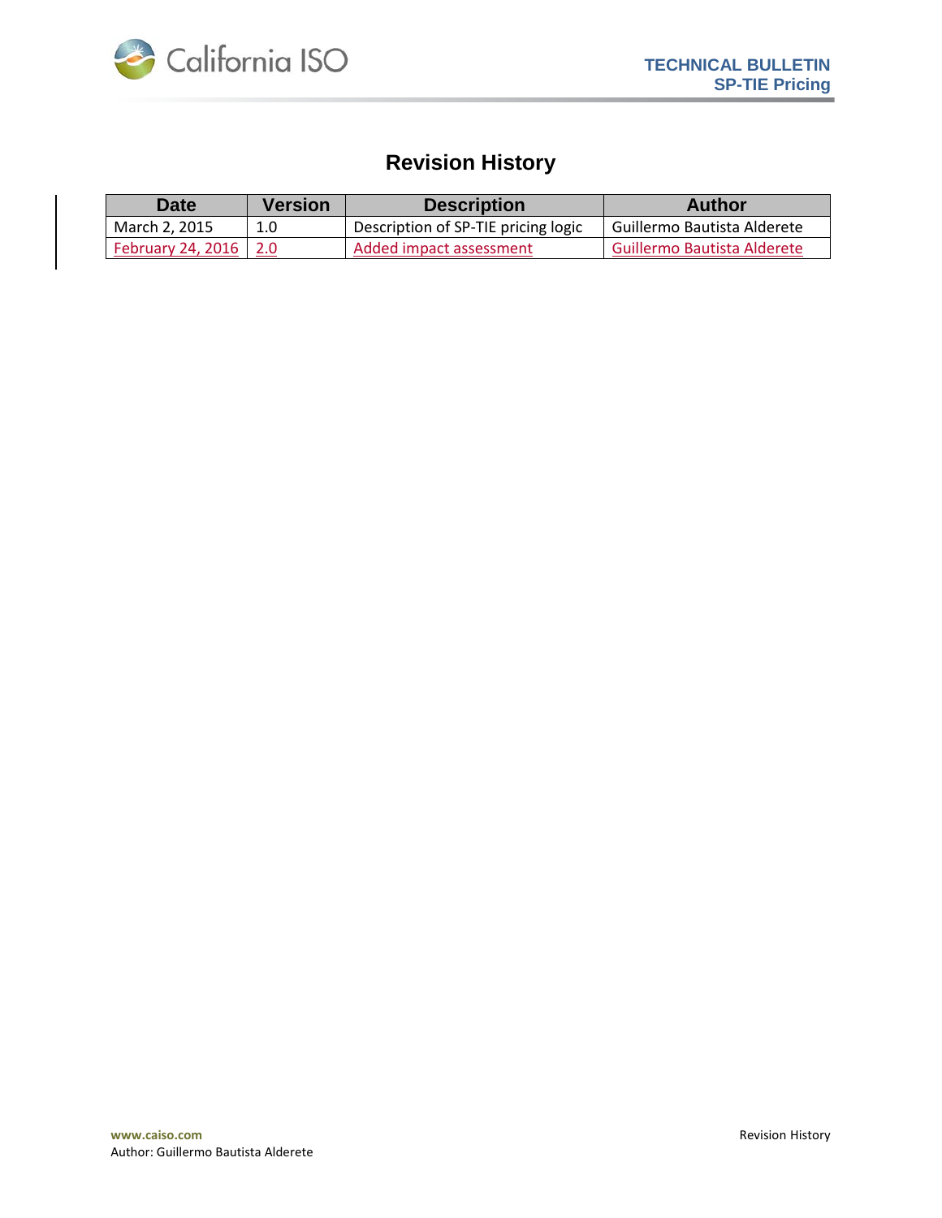# Revision History

| Date | Version | Description | Author |
| --- | --- | --- | --- |
| March 2, 2015 | 1.0 | Description of SP-TIE pricing logic | Guillermo Bautista Alderete |
| February 24, 2016 | 2.0 | Added impact assessment | Guillermo Bautista Alderete |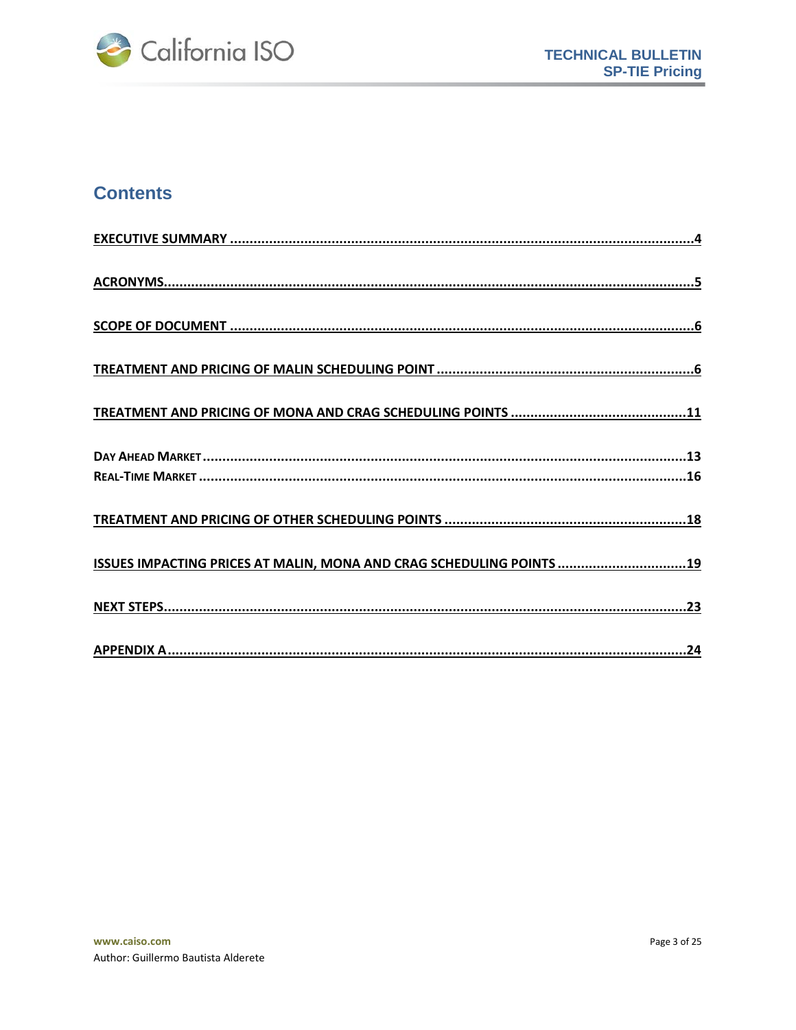## Contents

EXECUTIVE SUMMARY .....4

ACRONYMS.....5

SCOPE OF DOCUMENT .....6

TREATMENT AND PRICING OF MALIN SCHEDULING POINT .....6

TREATMENT AND PRICING OF MONA AND CRAG SCHEDULING POINTS .....11

DAY AHEAD MARKET .....13

REAL-TIME MARKET .....16

TREATMENT AND PRICING OF OTHER SCHEDULING POINTS .....18

ISSUES IMPACTING PRICES AT MALIN, MONA AND CRAG SCHEDULING POINTS .....19

NEXT STEPS.....23

APPENDIX A .....24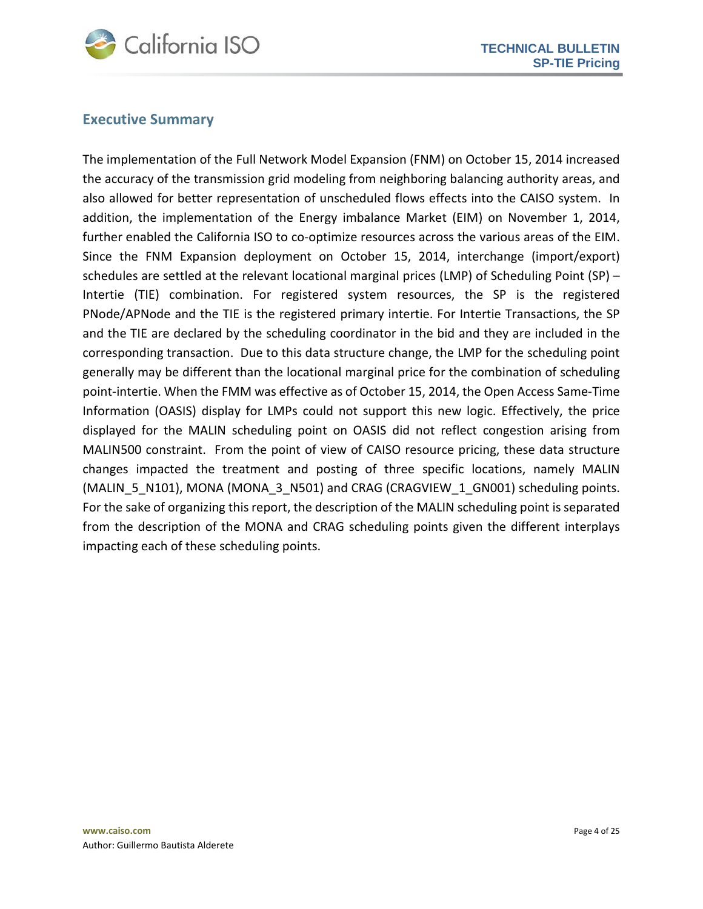## Executive Summary

The implementation of the Full Network Model Expansion (FNM) on October 15, 2014 increased the accuracy of the transmission grid modeling from neighboring balancing authority areas, and also allowed for better representation of unscheduled flows effects into the CAISO system. In addition, the implementation of the Energy imbalance Market (EIM) on November 1, 2014, further enabled the California ISO to co-optimize resources across the various areas of the EIM. Since the FNM Expansion deployment on October 15, 2014, interchange (import/export) schedules are settled at the relevant locational marginal prices (LMP) of Scheduling Point (SP) – Intertie (TIE) combination. For registered system resources, the SP is the registered PNode/APNode and the TIE is the registered primary intertie. For Intertie Transactions, the SP and the TIE are declared by the scheduling coordinator in the bid and they are included in the corresponding transaction. Due to this data structure change, the LMP for the scheduling point generally may be different than the locational marginal price for the combination of scheduling point-intertie. When the FMM was effective as of October 15, 2014, the Open Access Same-Time Information (OASIS) display for LMPs could not support this new logic. Effectively, the price displayed for the MALIN scheduling point on OASIS did not reflect congestion arising from MALIN500 constraint. From the point of view of CAISO resource pricing, these data structure changes impacted the treatment and posting of three specific locations, namely MALIN (MALIN_5_N101), MONA (MONA_3_N501) and CRAG (CRAGVIEW_1_GN001) scheduling points. For the sake of organizing this report, the description of the MALIN scheduling point is separated from the description of the MONA and CRAG scheduling points given the different interplays impacting each of these scheduling points.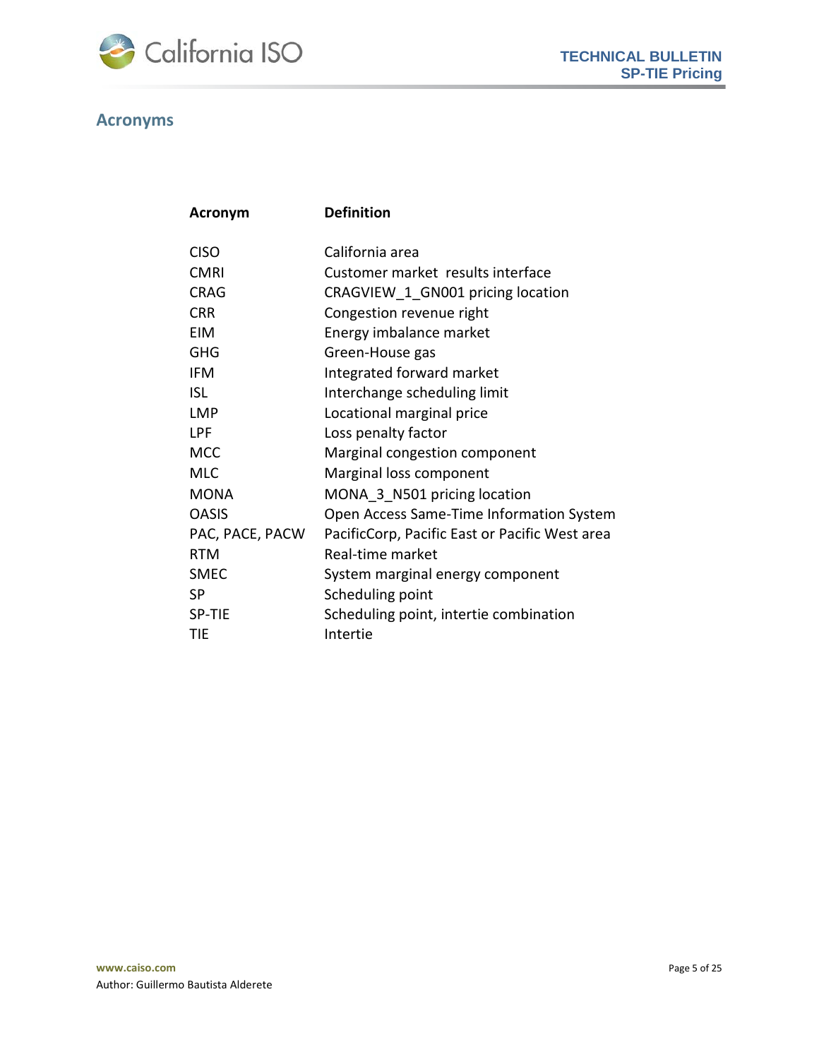## Acronyms

| Acronym | Definition |
|---|---|
| CISO | California area |
| CMRI | Customer market results interface |
| CRAG | CRAGVIEW_1_GN001 pricing location |
| CRR | Congestion revenue right |
| EIM | Energy imbalance market |
| GHG | Green-House gas |
| IFM | Integrated forward market |
| ISL | Interchange scheduling limit |
| LMP | Locational marginal price |
| LPF | Loss penalty factor |
| MCC | Marginal congestion component |
| MLC | Marginal loss component |
| MONA | MONA_3_N501 pricing location |
| OASIS | Open Access Same-Time Information System |
| PAC, PACE, PACW | PacificCorp, Pacific East or Pacific West area |
| RTM | Real-time market |
| SMEC | System marginal energy component |
| SP | Scheduling point |
| SP-TIE | Scheduling point, intertie combination |
| TIE | Intertie |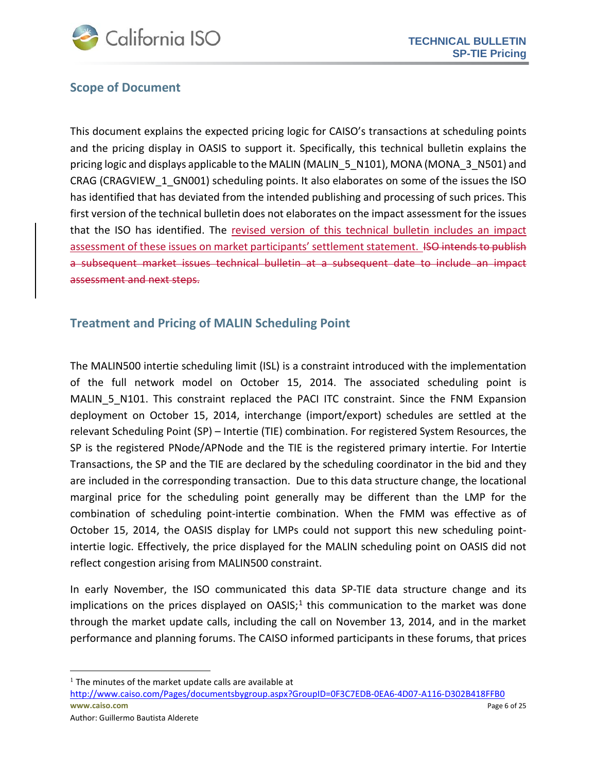## Scope of Document

This document explains the expected pricing logic for CAISO's transactions at scheduling points and the pricing display in OASIS to support it. Specifically, this technical bulletin explains the pricing logic and displays applicable to the MALIN (MALIN_5_N101), MONA (MONA_3_N501) and CRAG (CRAGVIEW_1_GN001) scheduling points. It also elaborates on some of the issues the ISO has identified that has deviated from the intended publishing and processing of such prices. This first version of the technical bulletin does not elaborates on the impact assessment for the issues that the ISO has identified. The revised version of this technical bulletin includes an impact assessment of these issues on market participants' settlement statement. ~~ISO intends to publish a subsequent market issues technical bulletin at a subsequent date to include an impact assessment and next steps.~~

## Treatment and Pricing of MALIN Scheduling Point

The MALIN500 intertie scheduling limit (ISL) is a constraint introduced with the implementation of the full network model on October 15, 2014. The associated scheduling point is MALIN_5_N101. This constraint replaced the PACI ITC constraint. Since the FNM Expansion deployment on October 15, 2014, interchange (import/export) schedules are settled at the relevant Scheduling Point (SP) – Intertie (TIE) combination. For registered System Resources, the SP is the registered PNode/APNode and the TIE is the registered primary intertie. For Intertie Transactions, the SP and the TIE are declared by the scheduling coordinator in the bid and they are included in the corresponding transaction. Due to this data structure change, the locational marginal price for the scheduling point generally may be different than the LMP for the combination of scheduling point-intertie combination. When the FMM was effective as of October 15, 2014, the OASIS display for LMPs could not support this new scheduling point-intertie logic. Effectively, the price displayed for the MALIN scheduling point on OASIS did not reflect congestion arising from MALIN500 constraint.

In early November, the ISO communicated this data SP-TIE data structure change and its implications on the prices displayed on OASIS;[1] this communication to the market was done through the market update calls, including the call on November 13, 2014, and in the market performance and planning forums. The CAISO informed participants in these forums, that prices

[1] The minutes of the market update calls are available at http://www.caiso.com/Pages/documentsbygroup.aspx?GroupID=0F3C7EDB-0EA6-4D07-A116-D302B418FFB0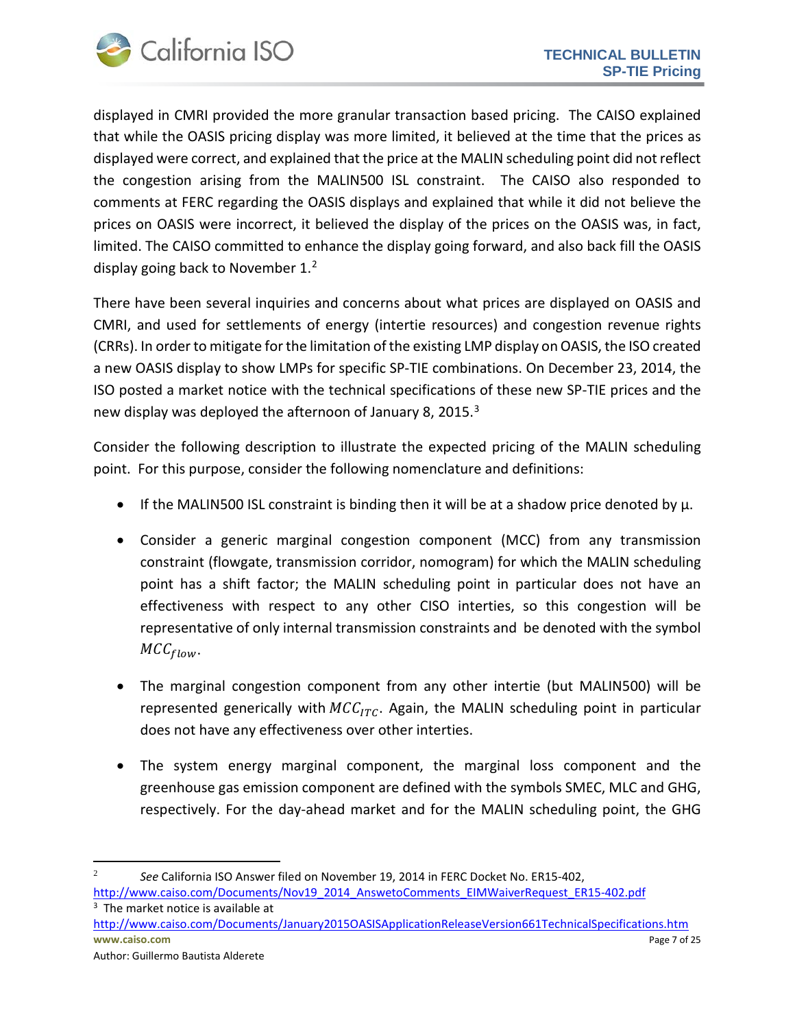displayed in CMRI provided the more granular transaction based pricing. The CAISO explained that while the OASIS pricing display was more limited, it believed at the time that the prices as displayed were correct, and explained that the price at the MALIN scheduling point did not reflect the congestion arising from the MALIN500 ISL constraint. The CAISO also responded to comments at FERC regarding the OASIS displays and explained that while it did not believe the prices on OASIS were incorrect, it believed the display of the prices on the OASIS was, in fact, limited. The CAISO committed to enhance the display going forward, and also back fill the OASIS display going back to November 1.[2]

There have been several inquiries and concerns about what prices are displayed on OASIS and CMRI, and used for settlements of energy (intertie resources) and congestion revenue rights (CRRs). In order to mitigate for the limitation of the existing LMP display on OASIS, the ISO created a new OASIS display to show LMPs for specific SP-TIE combinations. On December 23, 2014, the ISO posted a market notice with the technical specifications of these new SP-TIE prices and the new display was deployed the afternoon of January 8, 2015.[3]

Consider the following description to illustrate the expected pricing of the MALIN scheduling point. For this purpose, consider the following nomenclature and definitions:

- If the MALIN500 ISL constraint is binding then it will be at a shadow price denoted by $\mu$.
- Consider a generic marginal congestion component (MCC) from any transmission constraint (flowgate, transmission corridor, nomogram) for which the MALIN scheduling point has a shift factor; the MALIN scheduling point in particular does not have an effectiveness with respect to any other CISO interties, so this congestion will be representative of only internal transmission constraints and be denoted with the symbol $MCC_{flow}$.
- The marginal congestion component from any other intertie (but MALIN500) will be represented generically with $MCC_{ITC}$. Again, the MALIN scheduling point in particular does not have any effectiveness over other interties.
- The system energy marginal component, the marginal loss component and the greenhouse gas emission component are defined with the symbols SMEC, MLC and GHG, respectively. For the day-ahead market and for the MALIN scheduling point, the GHG

---

[2] *See* California ISO Answer filed on November 19, 2014 in FERC Docket No. ER15-402, http://www.caiso.com/Documents/Nov19_2014_AnswetoComments_EIMWaiverRequest_ER15-402.pdf

[3] The market notice is available at http://www.caiso.com/Documents/January2015OASISApplicationReleaseVersion661TechnicalSpecifications.htm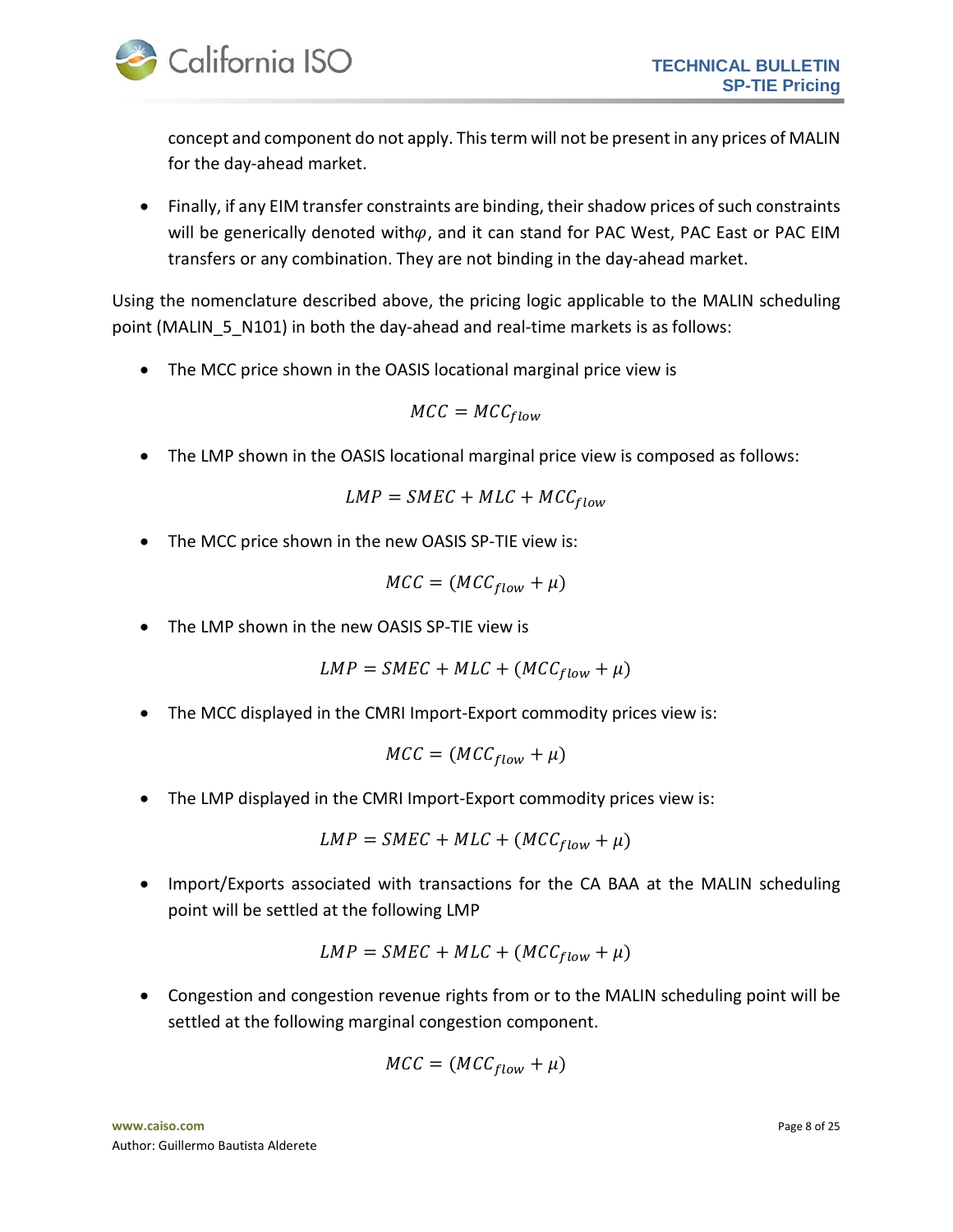concept and component do not apply. This term will not be present in any prices of MALIN for the day-ahead market.

- Finally, if any EIM transfer constraints are binding, their shadow prices of such constraints will be generically denoted with $\varphi$, and it can stand for PAC West, PAC East or PAC EIM transfers or any combination. They are not binding in the day-ahead market.

Using the nomenclature described above, the pricing logic applicable to the MALIN scheduling point (MALIN_5_N101) in both the day-ahead and real-time markets is as follows:

- The MCC price shown in the OASIS locational marginal price view is

$$MCC = MCC_{flow}$$

- The LMP shown in the OASIS locational marginal price view is composed as follows:

$$LMP = SMEC + MLC + MCC_{flow}$$

- The MCC price shown in the new OASIS SP-TIE view is:

$$MCC = (MCC_{flow} + \mu)$$

- The LMP shown in the new OASIS SP-TIE view is

$$LMP = SMEC + MLC + (MCC_{flow} + \mu)$$

- The MCC displayed in the CMRI Import-Export commodity prices view is:

$$MCC = (MCC_{flow} + \mu)$$

- The LMP displayed in the CMRI Import-Export commodity prices view is:

$$LMP = SMEC + MLC + (MCC_{flow} + \mu)$$

- Import/Exports associated with transactions for the CA BAA at the MALIN scheduling point will be settled at the following LMP

$$LMP = SMEC + MLC + (MCC_{flow} + \mu)$$

- Congestion and congestion revenue rights from or to the MALIN scheduling point will be settled at the following marginal congestion component.

$$MCC = (MCC_{flow} + \mu)$$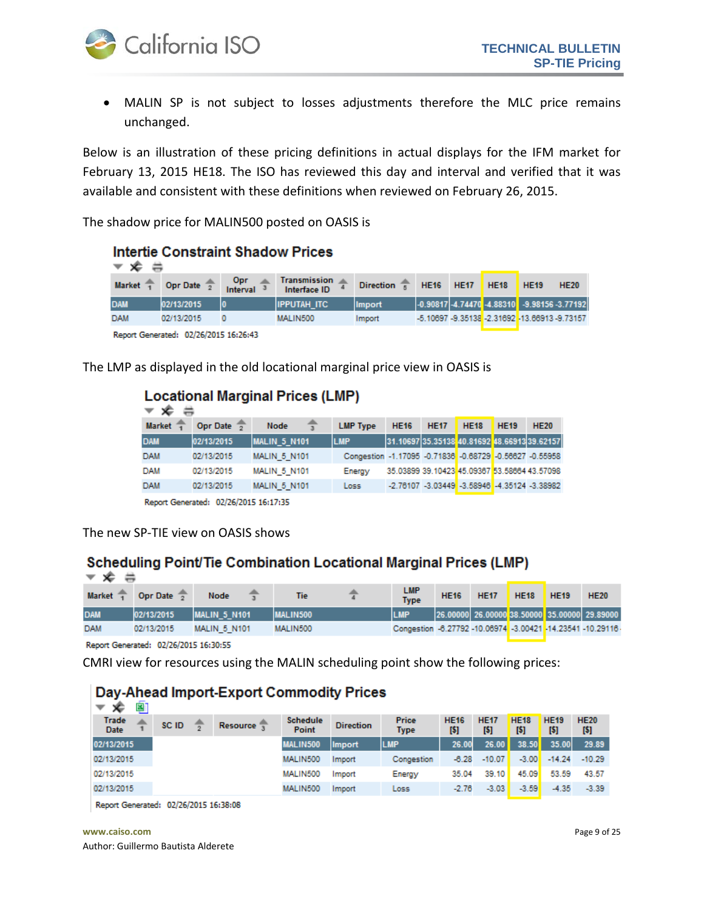- MALIN SP is not subject to losses adjustments therefore the MLC price remains unchanged.

Below is an illustration of these pricing definitions in actual displays for the IFM market for February 13, 2015 HE18. The ISO has reviewed this day and interval and verified that it was available and consistent with these definitions when reviewed on February 26, 2015.

The shadow price for MALIN500 posted on OASIS is

**Intertie Constraint Shadow Prices**

| Market | Opr Date | Opr Interval | Transmission Interface ID | Direction | HE16 | HE17 | HE18 | HE19 | HE20 |
|---|---|---|---|---|---|---|---|---|---|
| DAM | 02/13/2015 | 0 | IPPUTAH_ITC | Import | -0.90817 | -4.74470 | -4.88310 | -9.98156 | -3.77192 |
| DAM | 02/13/2015 | 0 | MALIN500 | Import | -5.10697 | -9.35138 | -2.31692 | -13.66913 | -9.73157 |

Report Generated: 02/26/2015 16:26:43

The LMP as displayed in the old locational marginal price view in OASIS is

**Locational Marginal Prices (LMP)**

| Market | Opr Date | Node | LMP Type | HE16 | HE17 | HE18 | HE19 | HE20 |
|---|---|---|---|---|---|---|---|---|
| DAM | 02/13/2015 | MALIN_5_N101 | LMP | 31.10697 | 35.35138 | 40.81692 | 48.66913 | 39.62157 |
| DAM | 02/13/2015 | MALIN_5_N101 | Congestion | -1.17095 | -0.71836 | -0.68729 | -0.56627 | -0.55958 |
| DAM | 02/13/2015 | MALIN_5_N101 | Energy | 35.03899 | 39.10423 | 45.09367 | 53.58664 | 43.57098 |
| DAM | 02/13/2015 | MALIN_5_N101 | Loss | -2.76107 | -3.03449 | -3.58946 | -4.35124 | -3.38982 |

Report Generated: 02/26/2015 16:17:35

The new SP-TIE view on OASIS shows

**Scheduling Point/Tie Combination Locational Marginal Prices (LMP)**

| Market | Opr Date | Node | Tie | LMP Type | HE16 | HE17 | HE18 | HE19 | HE20 |
|---|---|---|---|---|---|---|---|---|---|
| DAM | 02/13/2015 | MALIN_5_N101 | MALIN500 | LMP | 26.00000 | 26.00000 | 38.50000 | 35.00000 | 29.89000 |
| DAM | 02/13/2015 | MALIN_5_N101 | MALIN500 | Congestion | -6.27792 | -10.06974 | -3.00421 | -14.23541 | -10.29116 |

Report Generated: 02/26/2015 16:30:55

CMRI view for resources using the MALIN scheduling point show the following prices:

**Day-Ahead Import-Export Commodity Prices**

| Trade Date | SC ID | Resource | Schedule Point | Direction | Price Type | HE16 [$] | HE17 [$] | HE18 [$] | HE19 [$] | HE20 [$] |
|---|---|---|---|---|---|---|---|---|---|---|
| 02/13/2015 | | | MALIN500 | Import | LMP | 26.00 | 26.00 | 38.50 | 35.00 | 29.89 |
| 02/13/2015 | | | MALIN500 | Import | Congestion | -6.28 | -10.07 | -3.00 | -14.24 | -10.29 |
| 02/13/2015 | | | MALIN500 | Import | Energy | 35.04 | 39.10 | 45.09 | 53.59 | 43.57 |
| 02/13/2015 | | | MALIN500 | Import | Loss | -2.76 | -3.03 | -3.59 | -4.35 | -3.39 |

Report Generated: 02/26/2015 16:38:08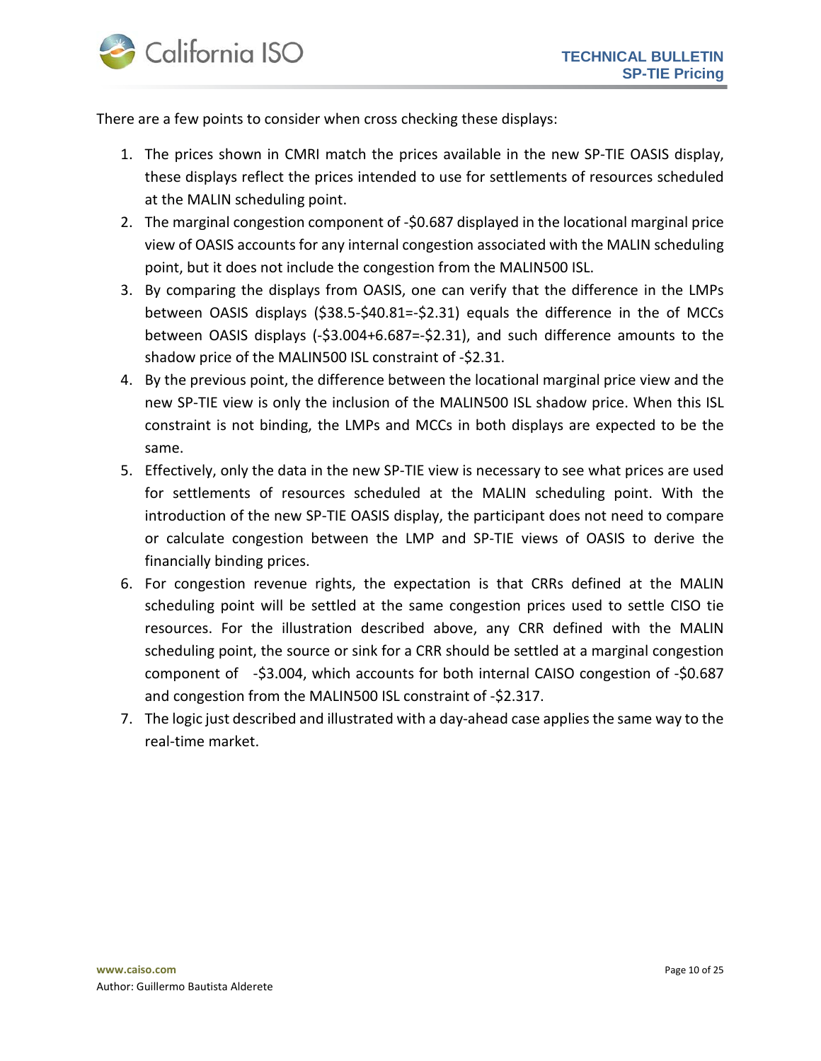There are a few points to consider when cross checking these displays:

1. The prices shown in CMRI match the prices available in the new SP-TIE OASIS display, these displays reflect the prices intended to use for settlements of resources scheduled at the MALIN scheduling point.
2. The marginal congestion component of -$0.687 displayed in the locational marginal price view of OASIS accounts for any internal congestion associated with the MALIN scheduling point, but it does not include the congestion from the MALIN500 ISL.
3. By comparing the displays from OASIS, one can verify that the difference in the LMPs between OASIS displays ($38.5-$40.81=-$2.31) equals the difference in the of MCCs between OASIS displays (-$3.004+6.687=-$2.31), and such difference amounts to the shadow price of the MALIN500 ISL constraint of -$2.31.
4. By the previous point, the difference between the locational marginal price view and the new SP-TIE view is only the inclusion of the MALIN500 ISL shadow price. When this ISL constraint is not binding, the LMPs and MCCs in both displays are expected to be the same.
5. Effectively, only the data in the new SP-TIE view is necessary to see what prices are used for settlements of resources scheduled at the MALIN scheduling point. With the introduction of the new SP-TIE OASIS display, the participant does not need to compare or calculate congestion between the LMP and SP-TIE views of OASIS to derive the financially binding prices.
6. For congestion revenue rights, the expectation is that CRRs defined at the MALIN scheduling point will be settled at the same congestion prices used to settle CISO tie resources. For the illustration described above, any CRR defined with the MALIN scheduling point, the source or sink for a CRR should be settled at a marginal congestion component of -$3.004, which accounts for both internal CAISO congestion of -$0.687 and congestion from the MALIN500 ISL constraint of -$2.317.
7. The logic just described and illustrated with a day-ahead case applies the same way to the real-time market.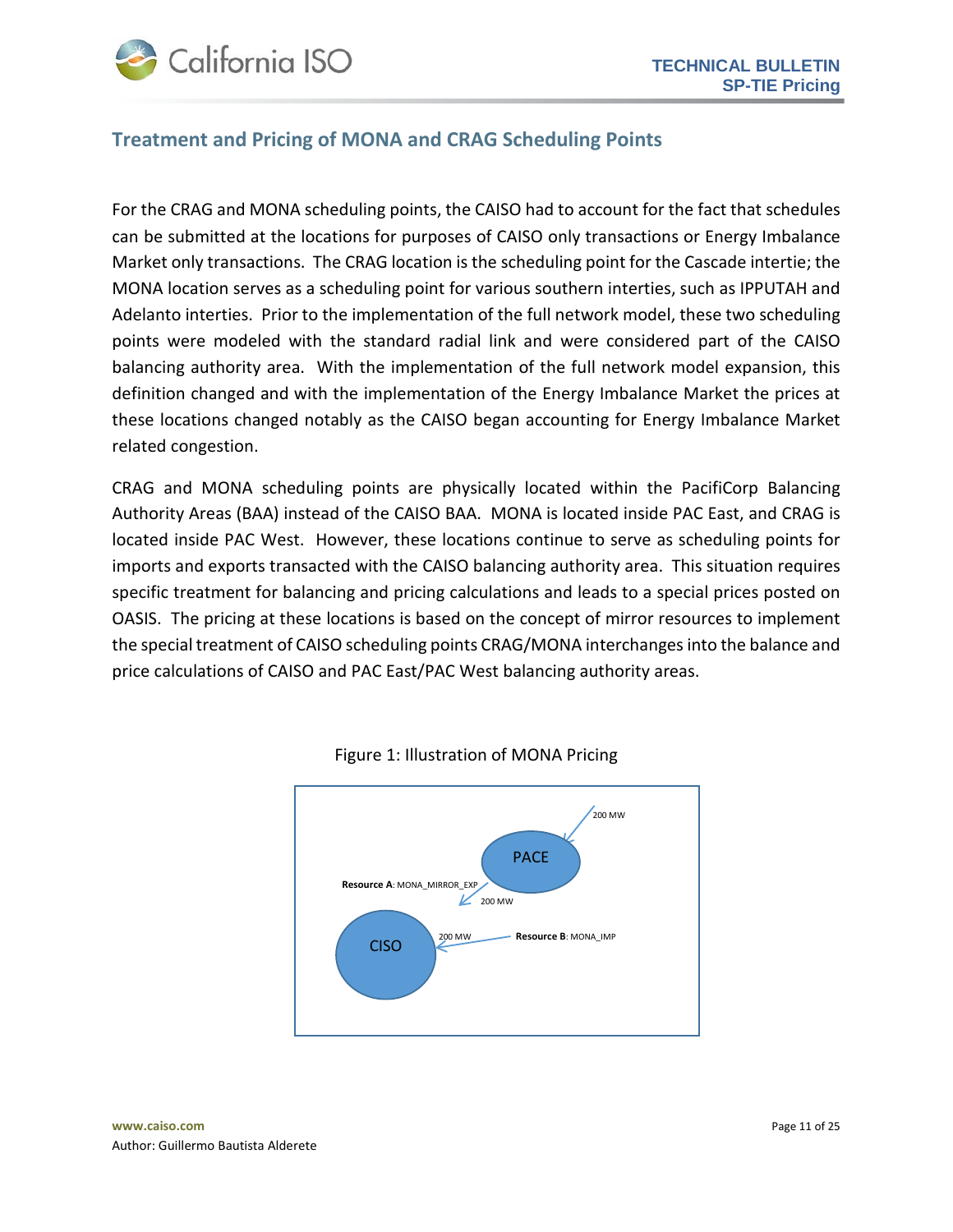## Treatment and Pricing of MONA and CRAG Scheduling Points

For the CRAG and MONA scheduling points, the CAISO had to account for the fact that schedules can be submitted at the locations for purposes of CAISO only transactions or Energy Imbalance Market only transactions. The CRAG location is the scheduling point for the Cascade intertie; the MONA location serves as a scheduling point for various southern interties, such as IPPUTAH and Adelanto interties. Prior to the implementation of the full network model, these two scheduling points were modeled with the standard radial link and were considered part of the CAISO balancing authority area. With the implementation of the full network model expansion, this definition changed and with the implementation of the Energy Imbalance Market the prices at these locations changed notably as the CAISO began accounting for Energy Imbalance Market related congestion.

CRAG and MONA scheduling points are physically located within the PacifiCorp Balancing Authority Areas (BAA) instead of the CAISO BAA. MONA is located inside PAC East, and CRAG is located inside PAC West. However, these locations continue to serve as scheduling points for imports and exports transacted with the CAISO balancing authority area. This situation requires specific treatment for balancing and pricing calculations and leads to a special prices posted on OASIS. The pricing at these locations is based on the concept of mirror resources to implement the special treatment of CAISO scheduling points CRAG/MONA interchanges into the balance and price calculations of CAISO and PAC East/PAC West balancing authority areas.

Figure 1: Illustration of MONA Pricing

200 MW

PACE

**Resource A**: MONA_MIRROR_EXP

200 MW

CISO

200 MW

**Resource B**: MONA_IMP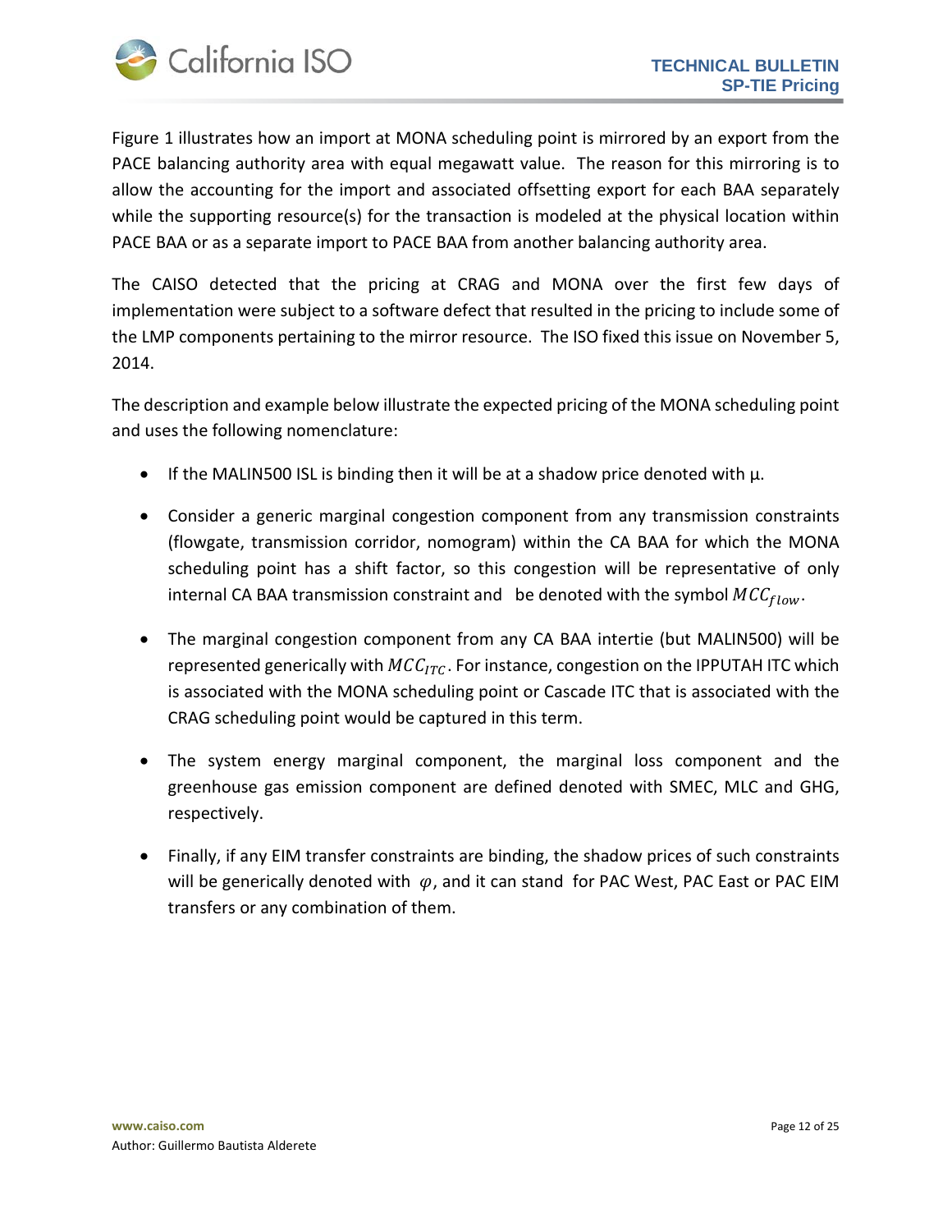Figure 1 illustrates how an import at MONA scheduling point is mirrored by an export from the PACE balancing authority area with equal megawatt value. The reason for this mirroring is to allow the accounting for the import and associated offsetting export for each BAA separately while the supporting resource(s) for the transaction is modeled at the physical location within PACE BAA or as a separate import to PACE BAA from another balancing authority area.

The CAISO detected that the pricing at CRAG and MONA over the first few days of implementation were subject to a software defect that resulted in the pricing to include some of the LMP components pertaining to the mirror resource. The ISO fixed this issue on November 5, 2014.

The description and example below illustrate the expected pricing of the MONA scheduling point and uses the following nomenclature:

- If the MALIN500 ISL is binding then it will be at a shadow price denoted with µ.
- Consider a generic marginal congestion component from any transmission constraints (flowgate, transmission corridor, nomogram) within the CA BAA for which the MONA scheduling point has a shift factor, so this congestion will be representative of only internal CA BAA transmission constraint and be denoted with the symbol $MCC_{flow}$.
- The marginal congestion component from any CA BAA intertie (but MALIN500) will be represented generically with $MCC_{ITC}$. For instance, congestion on the IPPUTAH ITC which is associated with the MONA scheduling point or Cascade ITC that is associated with the CRAG scheduling point would be captured in this term.
- The system energy marginal component, the marginal loss component and the greenhouse gas emission component are defined denoted with SMEC, MLC and GHG, respectively.
- Finally, if any EIM transfer constraints are binding, the shadow prices of such constraints will be generically denoted with $\varphi$, and it can stand for PAC West, PAC East or PAC EIM transfers or any combination of them.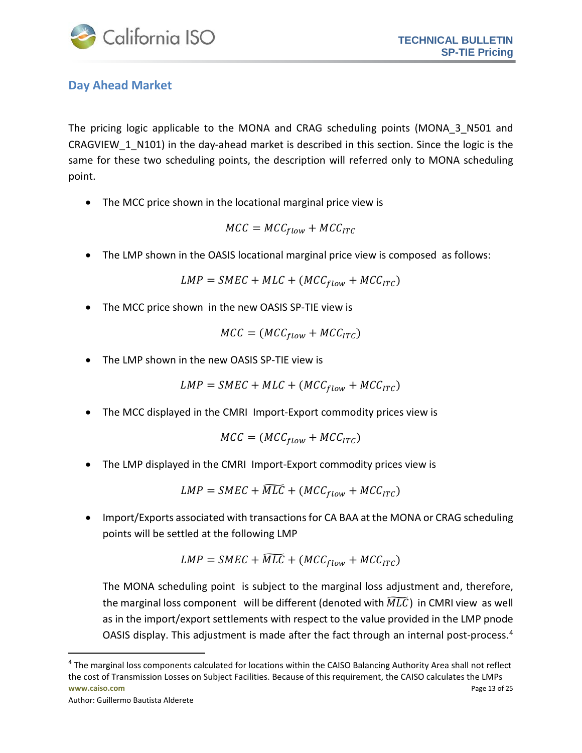## Day Ahead Market

The pricing logic applicable to the MONA and CRAG scheduling points (MONA_3_N501 and CRAGVIEW_1_N101) in the day-ahead market is described in this section. Since the logic is the same for these two scheduling points, the description will referred only to MONA scheduling point.

- The MCC price shown in the locational marginal price view is

$$MCC = MCC_{flow} + MCC_{ITC}$$

- The LMP shown in the OASIS locational marginal price view is composed as follows:

$$LMP = SMEC + MLC + (MCC_{flow} + MCC_{ITC})$$

- The MCC price shown in the new OASIS SP-TIE view is

$$MCC = (MCC_{flow} + MCC_{ITC})$$

- The LMP shown in the new OASIS SP-TIE view is

$$LMP = SMEC + MLC + (MCC_{flow} + MCC_{ITC})$$

- The MCC displayed in the CMRI Import-Export commodity prices view is

$$MCC = (MCC_{flow} + MCC_{ITC})$$

- The LMP displayed in the CMRI Import-Export commodity prices view is

$$LMP = SMEC + \widetilde{MLC} + (MCC_{flow} + MCC_{ITC})$$

- Import/Exports associated with transactions for CA BAA at the MONA or CRAG scheduling points will be settled at the following LMP

$$LMP = SMEC + \widetilde{MLC} + (MCC_{flow} + MCC_{ITC})$$

  The MONA scheduling point is subject to the marginal loss adjustment and, therefore, the marginal loss component will be different (denoted with $\widetilde{MLC}$) in CMRI view as well as in the import/export settlements with respect to the value provided in the LMP pnode OASIS display. This adjustment is made after the fact through an internal post-process.[4]

[4] The marginal loss components calculated for locations within the CAISO Balancing Authority Area shall not reflect the cost of Transmission Losses on Subject Facilities. Because of this requirement, the CAISO calculates the LMPs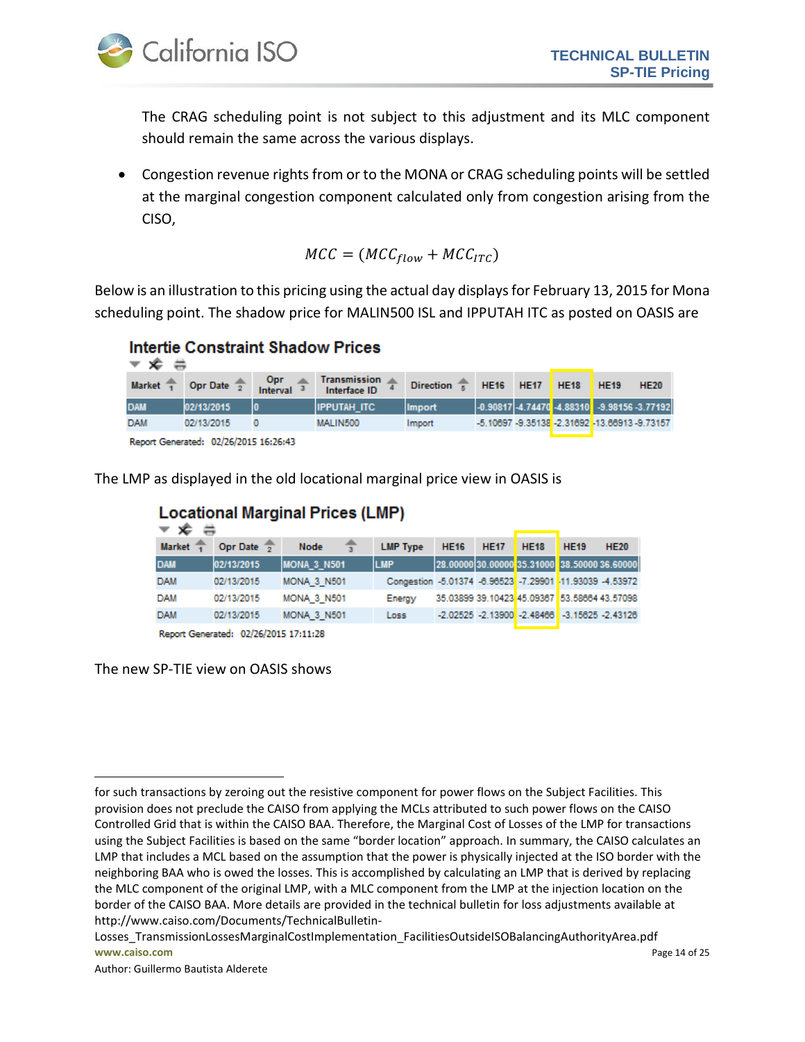The CRAG scheduling point is not subject to this adjustment and its MLC component should remain the same across the various displays.

- Congestion revenue rights from or to the MONA or CRAG scheduling points will be settled at the marginal congestion component calculated only from congestion arising from the CISO,

$$MCC = (MCC_{flow} + MCC_{ITC})$$

Below is an illustration to this pricing using the actual day displays for February 13, 2015 for Mona scheduling point. The shadow price for MALIN500 ISL and IPPUTAH ITC as posted on OASIS are

**Intertie Constraint Shadow Prices**

| Market | Opr Date | Opr Interval | Transmission Interface ID | Direction | HE16 | HE17 | HE18 | HE19 | HE20 |
|---|---|---|---|---|---|---|---|---|---|
| DAM | 02/13/2015 | 0 | IPPUTAH_ITC | Import | -0.90817 | -4.74470 | -4.88310 | -9.98156 | -3.77192 |
| DAM | 02/13/2015 | 0 | MALIN500 | Import | -5.10697 | -9.35138 | -2.31692 | -13.66913 | -9.73157 |

Report Generated: 02/26/2015 16:26:43

The LMP as displayed in the old locational marginal price view in OASIS is

**Locational Marginal Prices (LMP)**

| Market | Opr Date | Node | LMP Type | HE16 | HE17 | HE18 | HE19 | HE20 |
|---|---|---|---|---|---|---|---|---|
| DAM | 02/13/2015 | MONA_3_N501 | LMP | 28.00000 | 30.00000 | 35.31000 | 38.50000 | 36.60000 |
| DAM | 02/13/2015 | MONA_3_N501 | Congestion | -5.01374 | -6.96523 | -7.29901 | -11.93039 | -4.53972 |
| DAM | 02/13/2015 | MONA_3_N501 | Energy | 35.03899 | 39.10423 | 45.09367 | 53.58664 | 43.57098 |
| DAM | 02/13/2015 | MONA_3_N501 | Loss | -2.02525 | -2.13900 | -2.48466 | -3.15625 | -2.43126 |

Report Generated: 02/26/2015 17:11:28

The new SP-TIE view on OASIS shows

---

for such transactions by zeroing out the resistive component for power flows on the Subject Facilities. This provision does not preclude the CAISO from applying the MCLs attributed to such power flows on the CAISO Controlled Grid that is within the CAISO BAA. Therefore, the Marginal Cost of Losses of the LMP for transactions using the Subject Facilities is based on the same "border location" approach. In summary, the CAISO calculates an LMP that includes a MCL based on the assumption that the power is physically injected at the ISO border with the neighboring BAA who is owed the losses. This is accomplished by calculating an LMP that is derived by replacing the MLC component of the original LMP, with a MLC component from the LMP at the injection location on the border of the CAISO BAA. More details are provided in the technical bulletin for loss adjustments available at http://www.caiso.com/Documents/TechnicalBulletin-Losses_TransmissionLossesMarginalCostImplementation_FacilitiesOutsideISOBalancingAuthorityArea.pdf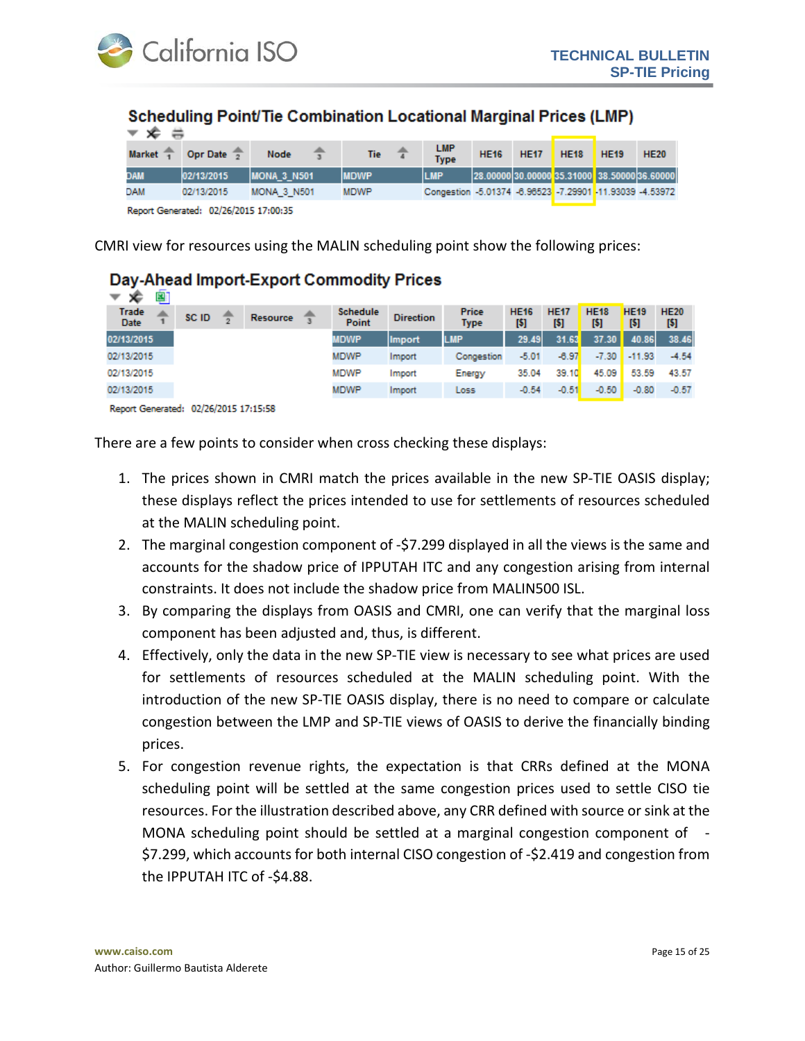### Scheduling Point/Tie Combination Locational Marginal Prices (LMP)

| Market | Opr Date | Node | Tie | LMP Type | HE16 | HE17 | HE18 | HE19 | HE20 |
|---|---|---|---|---|---|---|---|---|---|
| DAM | 02/13/2015 | MONA_3_N501 | MDWP | LMP | 28.00000 | 30.00000 | 35.31000 | 38.50000 | 36.60000 |
| DAM | 02/13/2015 | MONA_3_N501 | MDWP | Congestion | -5.01374 | -6.96523 | -7.29901 | -11.93039 | -4.53972 |

Report Generated: 02/26/2015 17:00:35

CMRI view for resources using the MALIN scheduling point show the following prices:

### Day-Ahead Import-Export Commodity Prices

| Trade Date | SC ID | Resource | Schedule Point | Direction | Price Type | HE16 [$] | HE17 [$] | HE18 [$] | HE19 [$] | HE20 [$] |
|---|---|---|---|---|---|---|---|---|---|---|
| 02/13/2015 | | | MDWP | Import | LMP | 29.49 | 31.63 | 37.30 | 40.86 | 38.46 |
| 02/13/2015 | | | MDWP | Import | Congestion | -5.01 | -6.97 | -7.30 | -11.93 | -4.54 |
| 02/13/2015 | | | MDWP | Import | Energy | 35.04 | 39.10 | 45.09 | 53.59 | 43.57 |
| 02/13/2015 | | | MDWP | Import | Loss | -0.54 | -0.51 | -0.50 | -0.80 | -0.57 |

Report Generated: 02/26/2015 17:15:58

There are a few points to consider when cross checking these displays:

1. The prices shown in CMRI match the prices available in the new SP-TIE OASIS display; these displays reflect the prices intended to use for settlements of resources scheduled at the MALIN scheduling point.
2. The marginal congestion component of -$7.299 displayed in all the views is the same and accounts for the shadow price of IPPUTAH ITC and any congestion arising from internal constraints. It does not include the shadow price from MALIN500 ISL.
3. By comparing the displays from OASIS and CMRI, one can verify that the marginal loss component has been adjusted and, thus, is different.
4. Effectively, only the data in the new SP-TIE view is necessary to see what prices are used for settlements of resources scheduled at the MALIN scheduling point. With the introduction of the new SP-TIE OASIS display, there is no need to compare or calculate congestion between the LMP and SP-TIE views of OASIS to derive the financially binding prices.
5. For congestion revenue rights, the expectation is that CRRs defined at the MONA scheduling point will be settled at the same congestion prices used to settle CISO tie resources. For the illustration described above, any CRR defined with source or sink at the MONA scheduling point should be settled at a marginal congestion component of -$7.299, which accounts for both internal CISO congestion of -$2.419 and congestion from the IPPUTAH ITC of -$4.88.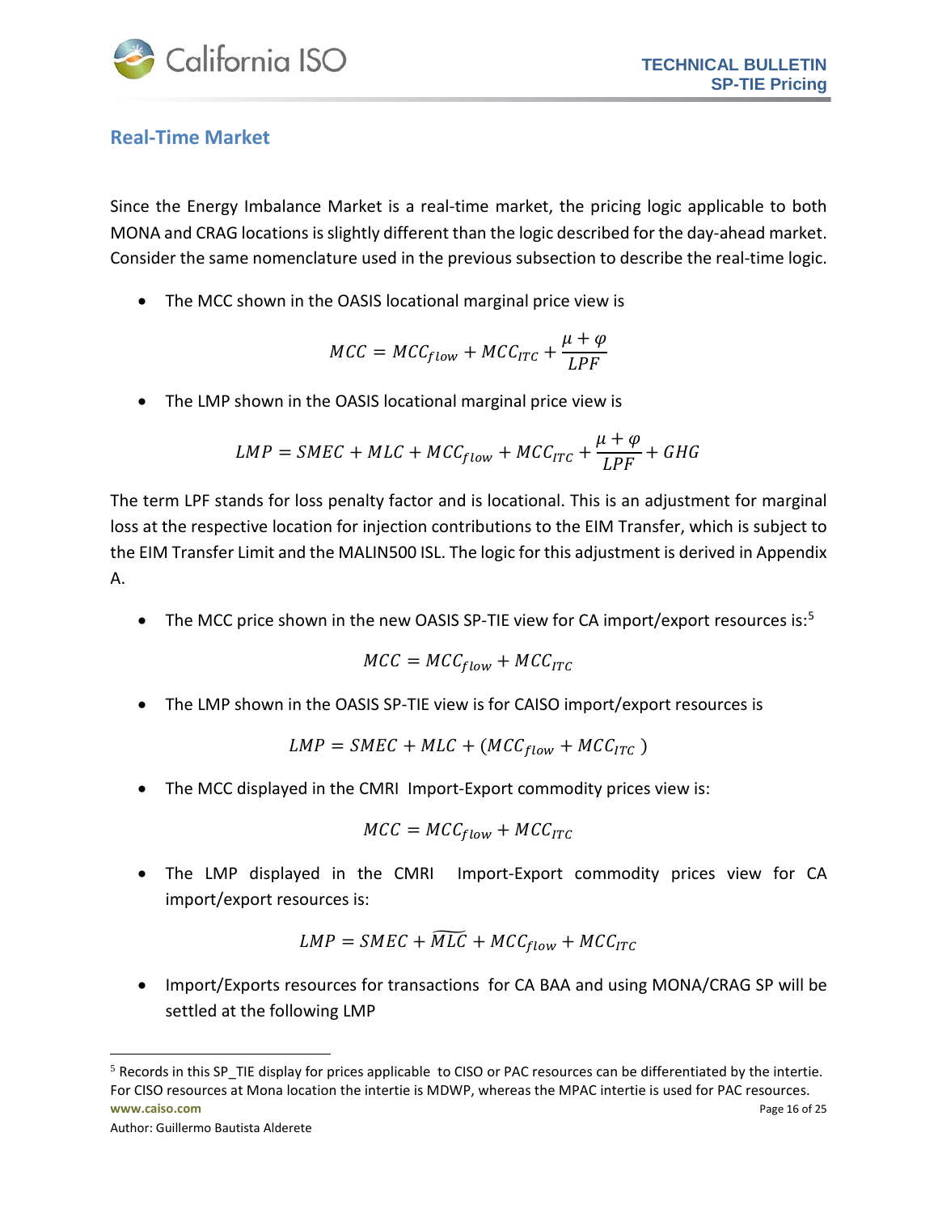## Real-Time Market

Since the Energy Imbalance Market is a real-time market, the pricing logic applicable to both MONA and CRAG locations is slightly different than the logic described for the day-ahead market. Consider the same nomenclature used in the previous subsection to describe the real-time logic.

- The MCC shown in the OASIS locational marginal price view is

$$MCC = MCC_{flow} + MCC_{ITC} + \frac{\mu + \varphi}{LPF}$$

- The LMP shown in the OASIS locational marginal price view is

$$LMP = SMEC + MLC + MCC_{flow} + MCC_{ITC} + \frac{\mu + \varphi}{LPF} + GHG$$

The term LPF stands for loss penalty factor and is locational. This is an adjustment for marginal loss at the respective location for injection contributions to the EIM Transfer, which is subject to the EIM Transfer Limit and the MALIN500 ISL. The logic for this adjustment is derived in Appendix A.

- The MCC price shown in the new OASIS SP-TIE view for CA import/export resources is:[5]

$$MCC = MCC_{flow} + MCC_{ITC}$$

- The LMP shown in the OASIS SP-TIE view is for CAISO import/export resources is

$$LMP = SMEC + MLC + (MCC_{flow} + MCC_{ITC})$$

- The MCC displayed in the CMRI Import-Export commodity prices view is:

$$MCC = MCC_{flow} + MCC_{ITC}$$

- The LMP displayed in the CMRI Import-Export commodity prices view for CA import/export resources is:

$$LMP = SMEC + \widetilde{MLC} + MCC_{flow} + MCC_{ITC}$$

- Import/Exports resources for transactions for CA BAA and using MONA/CRAG SP will be settled at the following LMP

[5] Records in this SP_TIE display for prices applicable to CISO or PAC resources can be differentiated by the intertie. For CISO resources at Mona location the intertie is MDWP, whereas the MPAC intertie is used for PAC resources.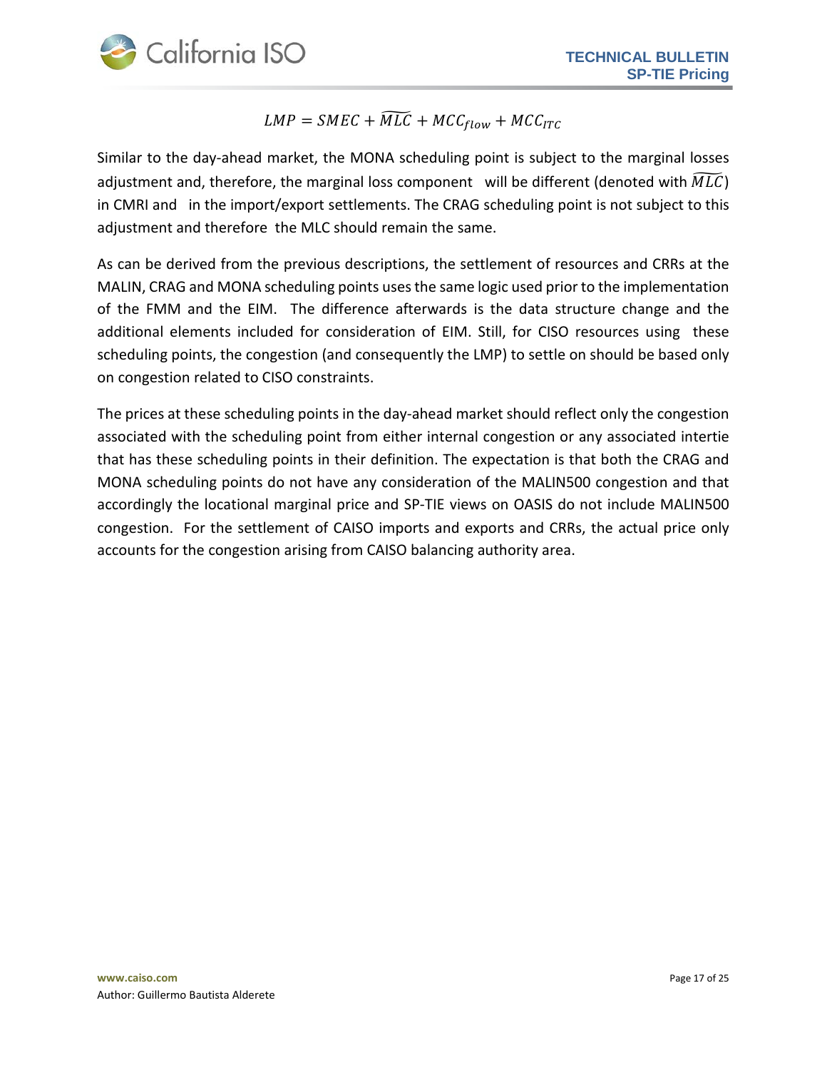$$LMP = SMEC + \widetilde{MLC} + MCC_{flow} + MCC_{ITC}$$

Similar to the day-ahead market, the MONA scheduling point is subject to the marginal losses adjustment and, therefore, the marginal loss component will be different (denoted with $\widetilde{MLC}$) in CMRI and in the import/export settlements. The CRAG scheduling point is not subject to this adjustment and therefore the MLC should remain the same.

As can be derived from the previous descriptions, the settlement of resources and CRRs at the MALIN, CRAG and MONA scheduling points uses the same logic used prior to the implementation of the FMM and the EIM. The difference afterwards is the data structure change and the additional elements included for consideration of EIM. Still, for CISO resources using these scheduling points, the congestion (and consequently the LMP) to settle on should be based only on congestion related to CISO constraints.

The prices at these scheduling points in the day-ahead market should reflect only the congestion associated with the scheduling point from either internal congestion or any associated intertie that has these scheduling points in their definition. The expectation is that both the CRAG and MONA scheduling points do not have any consideration of the MALIN500 congestion and that accordingly the locational marginal price and SP-TIE views on OASIS do not include MALIN500 congestion. For the settlement of CAISO imports and exports and CRRs, the actual price only accounts for the congestion arising from CAISO balancing authority area.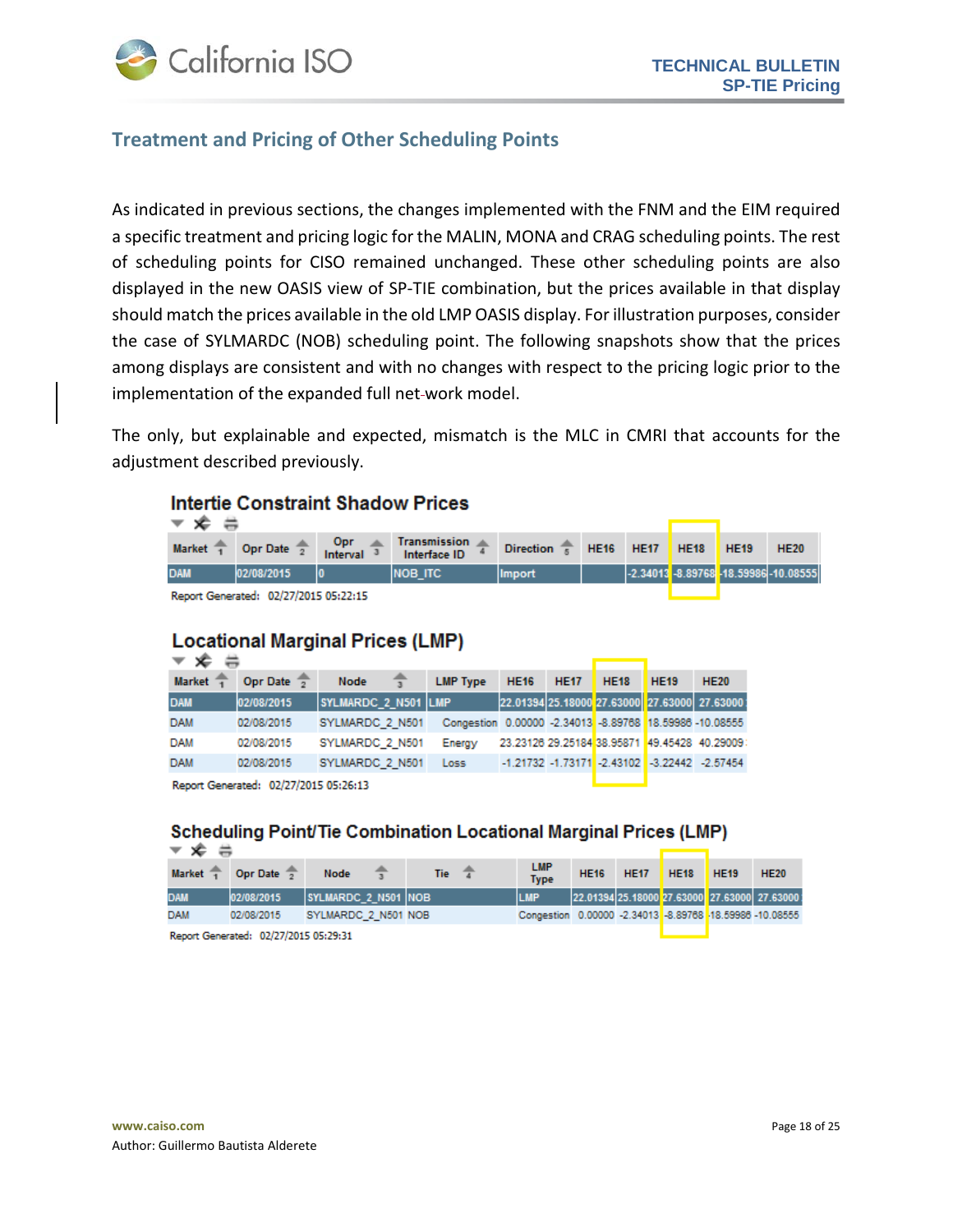## Treatment and Pricing of Other Scheduling Points

As indicated in previous sections, the changes implemented with the FNM and the EIM required a specific treatment and pricing logic for the MALIN, MONA and CRAG scheduling points. The rest of scheduling points for CISO remained unchanged. These other scheduling points are also displayed in the new OASIS view of SP-TIE combination, but the prices available in that display should match the prices available in the old LMP OASIS display. For illustration purposes, consider the case of SYLMARDC (NOB) scheduling point. The following snapshots show that the prices among displays are consistent and with no changes with respect to the pricing logic prior to the implementation of the expanded full net-work model.

The only, but explainable and expected, mismatch is the MLC in CMRI that accounts for the adjustment described previously.

**Intertie Constraint Shadow Prices**

| Market | Opr Date | Opr Interval | Transmission Interface ID | Direction | HE16 | HE17 | HE18 | HE19 | HE20 |
|---|---|---|---|---|---|---|---|---|---|
| DAM | 02/08/2015 | 0 | NOB_ITC | Import | | -2.34013 | -8.89768 | -18.59986 | -10.08555 |

Report Generated: 02/27/2015 05:22:15

**Locational Marginal Prices (LMP)**

| Market | Opr Date | Node | LMP Type | HE16 | HE17 | HE18 | HE19 | HE20 |
|---|---|---|---|---|---|---|---|---|
| DAM | 02/08/2015 | SYLMARDC_2_N501 | LMP | 22.01394 | 25.18000 | 27.63000 | 27.63000 | 27.63000 |
| DAM | 02/08/2015 | SYLMARDC_2_N501 | Congestion | 0.00000 | -2.34013 | -8.89768 | 18.59986 | -10.08555 |
| DAM | 02/08/2015 | SYLMARDC_2_N501 | Energy | 23.23126 | 29.25184 | 38.95871 | 49.45428 | 40.29009 |
| DAM | 02/08/2015 | SYLMARDC_2_N501 | Loss | -1.21732 | -1.73171 | -2.43102 | -3.22442 | -2.57454 |

Report Generated: 02/27/2015 05:26:13

**Scheduling Point/Tie Combination Locational Marginal Prices (LMP)**

| Market | Opr Date | Node | Tie | LMP Type | HE16 | HE17 | HE18 | HE19 | HE20 |
|---|---|---|---|---|---|---|---|---|---|
| DAM | 02/08/2015 | SYLMARDC_2_N501 | NOB | LMP | 22.01394 | 25.18000 | 27.63000 | 27.63000 | 27.63000 |
| DAM | 02/08/2015 | SYLMARDC_2_N501 | NOB | Congestion | 0.00000 | -2.34013 | -8.89768 | -18.59986 | -10.08555 |

Report Generated: 02/27/2015 05:29:31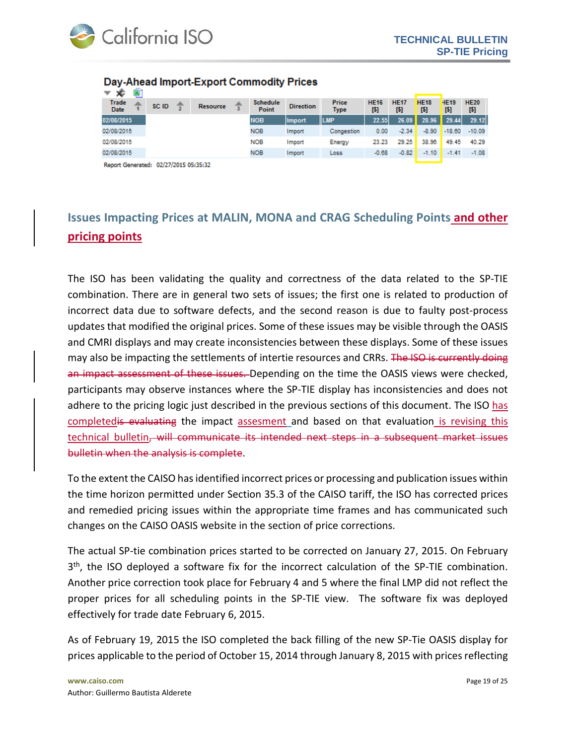## Day-Ahead Import-Export Commodity Prices

| Trade Date | SC ID | Resource | Schedule Point | Direction | Price Type | HE16 [$] | HE17 [$] | HE18 [$] | HE19 [$] | HE20 [$] |
|---|---|---|---|---|---|---|---|---|---|---|
| 02/08/2015 | | | NOB | Import | LMP | 22.55 | 26.09 | 28.96 | 29.44 | 29.12 |
| 02/08/2015 | | | NOB | Import | Congestion | 0.00 | -2.34 | -8.90 | -18.60 | -10.09 |
| 02/08/2015 | | | NOB | Import | Energy | 23.23 | 29.25 | 38.96 | 49.45 | 40.29 |
| 02/08/2015 | | | NOB | Import | Loss | -0.68 | -0.82 | -1.10 | -1.41 | -1.08 |

Report Generated: 02/27/2015 05:35:32

## Issues Impacting Prices at MALIN, MONA and CRAG Scheduling Points and other pricing points

The ISO has been validating the quality and correctness of the data related to the SP-TIE combination. There are in general two sets of issues; the first one is related to production of incorrect data due to software defects, and the second reason is due to faulty post-process updates that modified the original prices. Some of these issues may be visible through the OASIS and CMRI displays and may create inconsistencies between these displays. Some of these issues may also be impacting the settlements of intertie resources and CRRs. ~~The ISO is currently doing an impact assessment of these issues.~~ Depending on the time the OASIS views were checked, participants may observe instances where the SP-TIE display has inconsistencies and does not adhere to the pricing logic just described in the previous sections of this document. The ISO has completed~~is evaluating~~ the impact assesment and based on that evaluation is revising this technical bulletin~~, will communicate its intended next steps in a subsequent market issues bulletin when the analysis is complete~~.

To the extent the CAISO has identified incorrect prices or processing and publication issues within the time horizon permitted under Section 35.3 of the CAISO tariff, the ISO has corrected prices and remedied pricing issues within the appropriate time frames and has communicated such changes on the CAISO OASIS website in the section of price corrections.

The actual SP-tie combination prices started to be corrected on January 27, 2015. On February 3[th], the ISO deployed a software fix for the incorrect calculation of the SP-TIE combination. Another price correction took place for February 4 and 5 where the final LMP did not reflect the proper prices for all scheduling points in the SP-TIE view. The software fix was deployed effectively for trade date February 6, 2015.

As of February 19, 2015 the ISO completed the back filling of the new SP-Tie OASIS display for prices applicable to the period of October 15, 2014 through January 8, 2015 with prices reflecting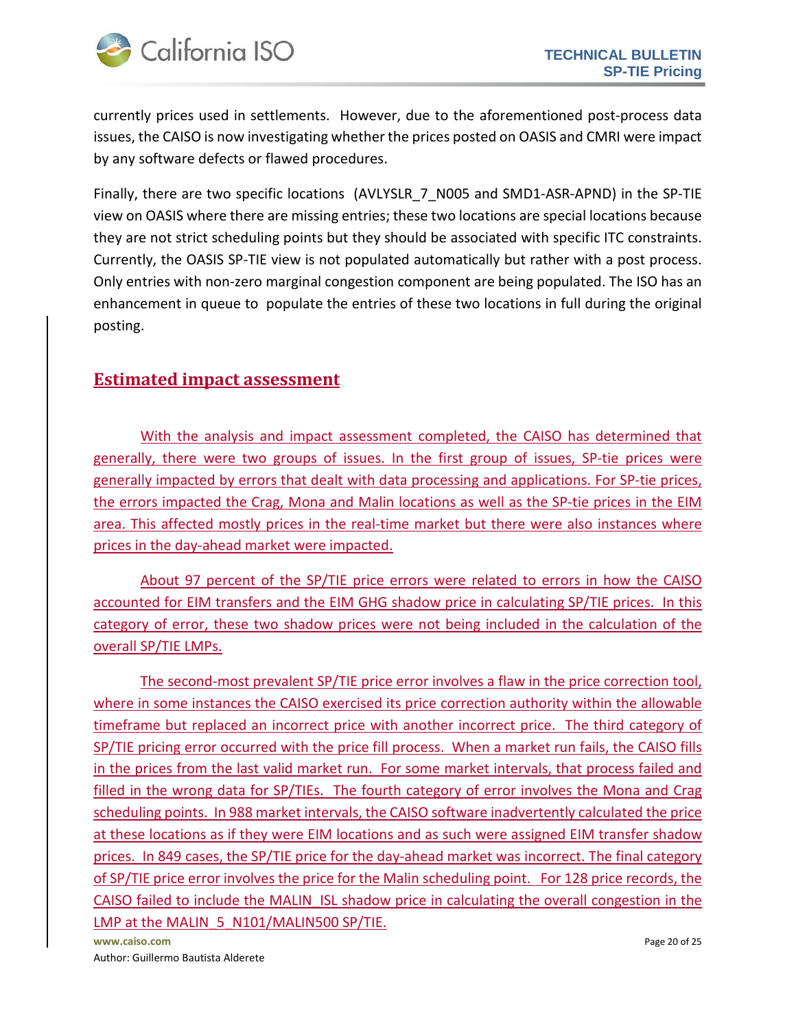currently prices used in settlements. However, due to the aforementioned post-process data issues, the CAISO is now investigating whether the prices posted on OASIS and CMRI were impact by any software defects or flawed procedures.

Finally, there are two specific locations (AVLYSLR_7_N005 and SMD1-ASR-APND) in the SP-TIE view on OASIS where there are missing entries; these two locations are special locations because they are not strict scheduling points but they should be associated with specific ITC constraints. Currently, the OASIS SP-TIE view is not populated automatically but rather with a post process. Only entries with non-zero marginal congestion component are being populated. The ISO has an enhancement in queue to populate the entries of these two locations in full during the original posting.

## Estimated impact assessment

With the analysis and impact assessment completed, the CAISO has determined that generally, there were two groups of issues. In the first group of issues, SP-tie prices were generally impacted by errors that dealt with data processing and applications. For SP-tie prices, the errors impacted the Crag, Mona and Malin locations as well as the SP-tie prices in the EIM area. This affected mostly prices in the real-time market but there were also instances where prices in the day-ahead market were impacted.

About 97 percent of the SP/TIE price errors were related to errors in how the CAISO accounted for EIM transfers and the EIM GHG shadow price in calculating SP/TIE prices. In this category of error, these two shadow prices were not being included in the calculation of the overall SP/TIE LMPs.

The second-most prevalent SP/TIE price error involves a flaw in the price correction tool, where in some instances the CAISO exercised its price correction authority within the allowable timeframe but replaced an incorrect price with another incorrect price. The third category of SP/TIE pricing error occurred with the price fill process. When a market run fails, the CAISO fills in the prices from the last valid market run. For some market intervals, that process failed and filled in the wrong data for SP/TIEs. The fourth category of error involves the Mona and Crag scheduling points. In 988 market intervals, the CAISO software inadvertently calculated the price at these locations as if they were EIM locations and as such were assigned EIM transfer shadow prices. In 849 cases, the SP/TIE price for the day-ahead market was incorrect. The final category of SP/TIE price error involves the price for the Malin scheduling point. For 128 price records, the CAISO failed to include the MALIN_ISL shadow price in calculating the overall congestion in the LMP at the MALIN_5_N101/MALIN500 SP/TIE.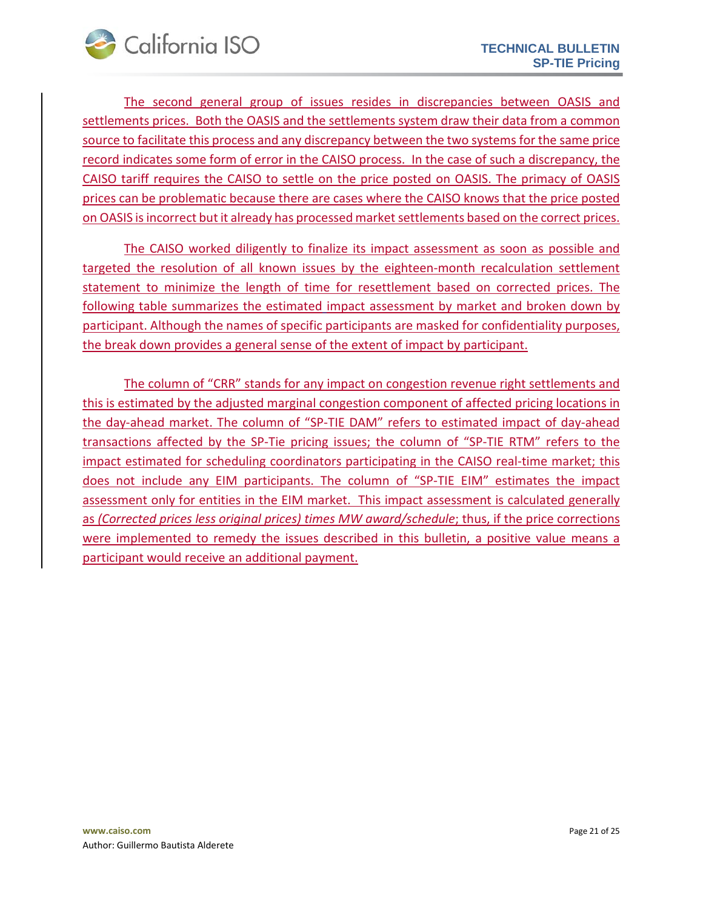The second general group of issues resides in discrepancies between OASIS and settlements prices. Both the OASIS and the settlements system draw their data from a common source to facilitate this process and any discrepancy between the two systems for the same price record indicates some form of error in the CAISO process. In the case of such a discrepancy, the CAISO tariff requires the CAISO to settle on the price posted on OASIS. The primacy of OASIS prices can be problematic because there are cases where the CAISO knows that the price posted on OASIS is incorrect but it already has processed market settlements based on the correct prices.

The CAISO worked diligently to finalize its impact assessment as soon as possible and targeted the resolution of all known issues by the eighteen-month recalculation settlement statement to minimize the length of time for resettlement based on corrected prices. The following table summarizes the estimated impact assessment by market and broken down by participant. Although the names of specific participants are masked for confidentiality purposes, the break down provides a general sense of the extent of impact by participant.

The column of "CRR" stands for any impact on congestion revenue right settlements and this is estimated by the adjusted marginal congestion component of affected pricing locations in the day-ahead market. The column of "SP-TIE DAM" refers to estimated impact of day-ahead transactions affected by the SP-Tie pricing issues; the column of "SP-TIE RTM" refers to the impact estimated for scheduling coordinators participating in the CAISO real-time market; this does not include any EIM participants. The column of "SP-TIE EIM" estimates the impact assessment only for entities in the EIM market. This impact assessment is calculated generally as *(Corrected prices less original prices) times MW award/schedule*; thus, if the price corrections were implemented to remedy the issues described in this bulletin, a positive value means a participant would receive an additional payment.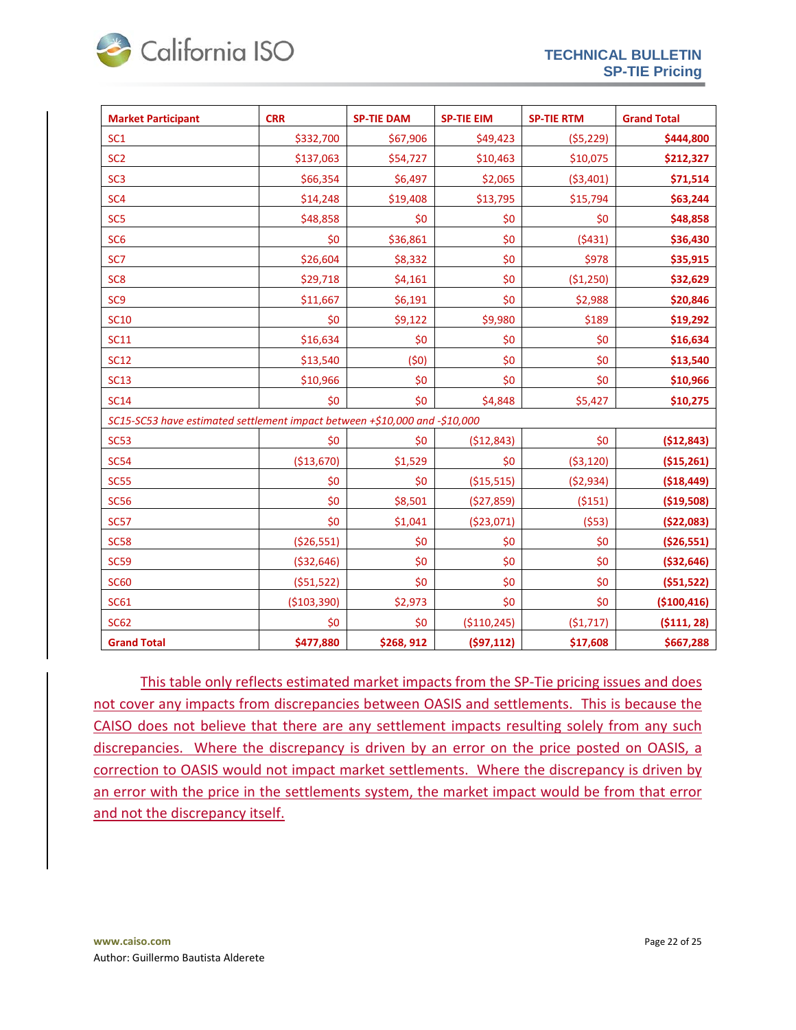| Market Participant | CRR | SP-TIE DAM | SP-TIE EIM | SP-TIE RTM | Grand Total |
|---|---|---|---|---|---|
| SC1 | $332,700 | $67,906 | $49,423 | ($5,229) | **$444,800** |
| SC2 | $137,063 | $54,727 | $10,463 | $10,075 | **$212,327** |
| SC3 | $66,354 | $6,497 | $2,065 | ($3,401) | **$71,514** |
| SC4 | $14,248 | $19,408 | $13,795 | $15,794 | **$63,244** |
| SC5 | $48,858 | $0 | $0 | $0 | **$48,858** |
| SC6 | $0 | $36,861 | $0 | ($431) | **$36,430** |
| SC7 | $26,604 | $8,332 | $0 | $978 | **$35,915** |
| SC8 | $29,718 | $4,161 | $0 | ($1,250) | **$32,629** |
| SC9 | $11,667 | $6,191 | $0 | $2,988 | **$20,846** |
| SC10 | $0 | $9,122 | $9,980 | $189 | **$19,292** |
| SC11 | $16,634 | $0 | $0 | $0 | **$16,634** |
| SC12 | $13,540 | ($0) | $0 | $0 | **$13,540** |
| SC13 | $10,966 | $0 | $0 | $0 | **$10,966** |
| SC14 | $0 | $0 | $4,848 | $5,427 | **$10,275** |
| *SC15-SC53 have estimated settlement impact between +$10,000 and -$10,000* | | | | | |
| SC53 | $0 | $0 | ($12,843) | $0 | **($12,843)** |
| SC54 | ($13,670) | $1,529 | $0 | ($3,120) | **($15,261)** |
| SC55 | $0 | $0 | ($15,515) | ($2,934) | **($18,449)** |
| SC56 | $0 | $8,501 | ($27,859) | ($151) | **($19,508)** |
| SC57 | $0 | $1,041 | ($23,071) | ($53) | **($22,083)** |
| SC58 | ($26,551) | $0 | $0 | $0 | **($26,551)** |
| SC59 | ($32,646) | $0 | $0 | $0 | **($32,646)** |
| SC60 | ($51,522) | $0 | $0 | $0 | **($51,522)** |
| SC61 | ($103,390) | $2,973 | $0 | $0 | **($100,416)** |
| SC62 | $0 | $0 | ($110,245) | ($1,717) | **($111, 28)** |
| **Grand Total** | **$477,880** | **$268, 912** | **($97,112)** | **$17,608** | **$667,288** |

This table only reflects estimated market impacts from the SP-Tie pricing issues and does not cover any impacts from discrepancies between OASIS and settlements. This is because the CAISO does not believe that there are any settlement impacts resulting solely from any such discrepancies. Where the discrepancy is driven by an error on the price posted on OASIS, a correction to OASIS would not impact market settlements. Where the discrepancy is driven by an error with the price in the settlements system, the market impact would be from that error and not the discrepancy itself.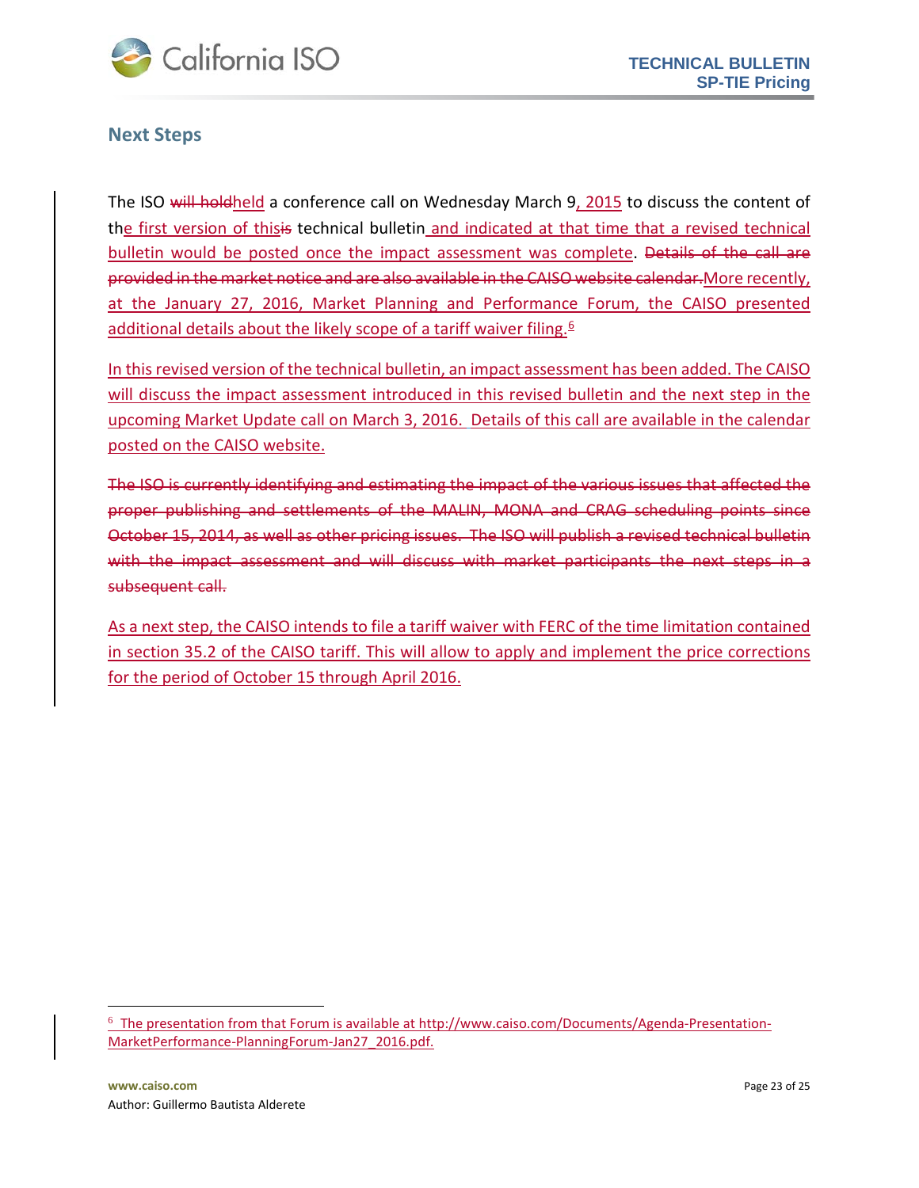## Next Steps

The ISO ~~will hold~~held a conference call on Wednesday March 9, 2015 to discuss the content of the first version of this~~is~~ technical bulletin and indicated at that time that a revised technical bulletin would be posted once the impact assessment was complete. ~~Details of the call are provided in the market notice and are also available in the CAISO website calendar.~~More recently, at the January 27, 2016, Market Planning and Performance Forum, the CAISO presented additional details about the likely scope of a tariff waiver filing.[6]

In this revised version of the technical bulletin, an impact assessment has been added. The CAISO will discuss the impact assessment introduced in this revised bulletin and the next step in the upcoming Market Update call on March 3, 2016. Details of this call are available in the calendar posted on the CAISO website.

~~The ISO is currently identifying and estimating the impact of the various issues that affected the proper publishing and settlements of the MALIN, MONA and CRAG scheduling points since October 15, 2014, as well as other pricing issues. The ISO will publish a revised technical bulletin with the impact assessment and will discuss with market participants the next steps in a subsequent call.~~

As a next step, the CAISO intends to file a tariff waiver with FERC of the time limitation contained in section 35.2 of the CAISO tariff. This will allow to apply and implement the price corrections for the period of October 15 through April 2016.

---

[6] The presentation from that Forum is available at http://www.caiso.com/Documents/Agenda-Presentation-MarketPerformance-PlanningForum-Jan27_2016.pdf.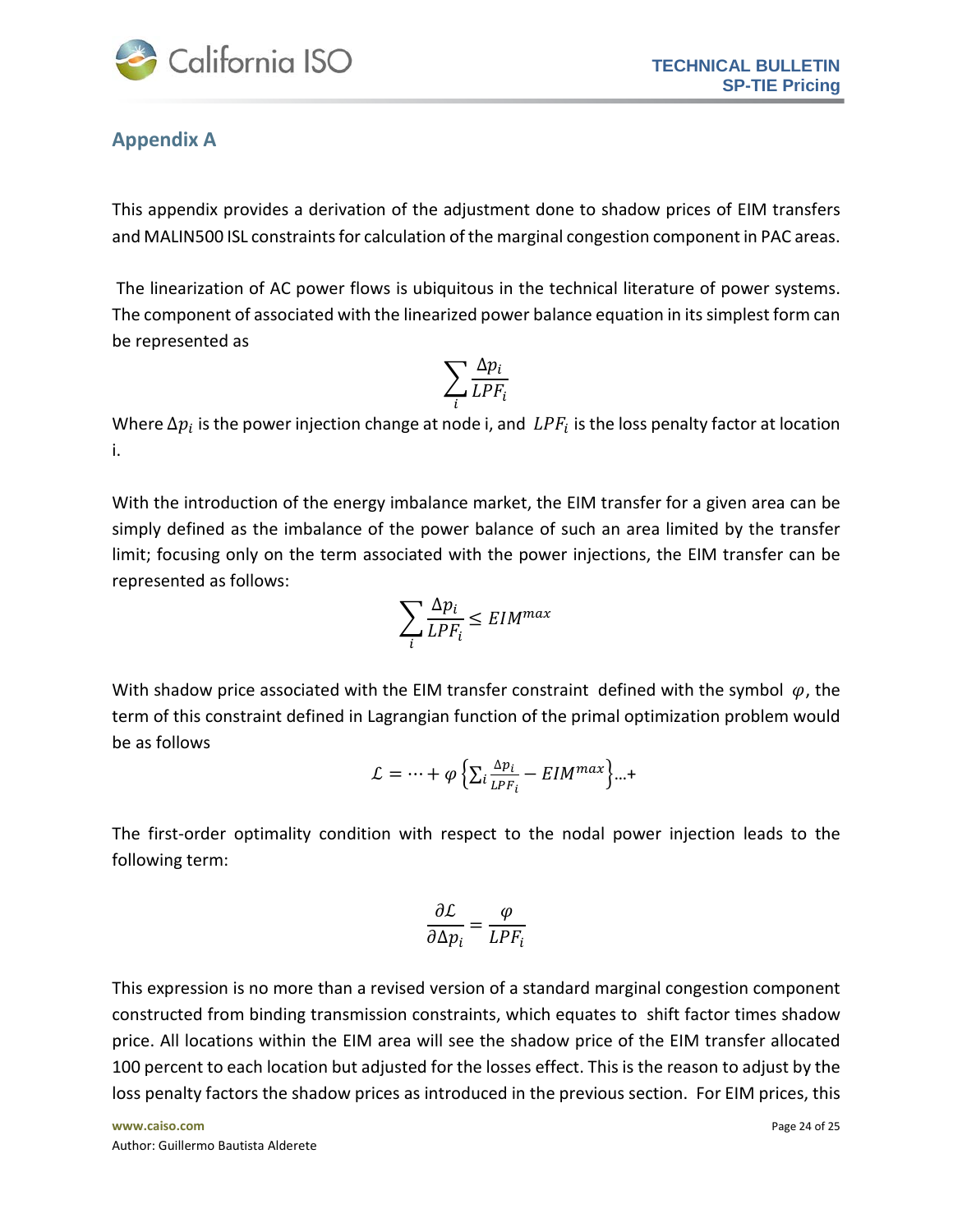## Appendix A

This appendix provides a derivation of the adjustment done to shadow prices of EIM transfers and MALIN500 ISL constraints for calculation of the marginal congestion component in PAC areas.

The linearization of AC power flows is ubiquitous in the technical literature of power systems. The component of associated with the linearized power balance equation in its simplest form can be represented as

$$\sum_i \frac{\Delta p_i}{LPF_i}$$

Where $\Delta p_i$ is the power injection change at node i, and $LPF_i$ is the loss penalty factor at location i.

With the introduction of the energy imbalance market, the EIM transfer for a given area can be simply defined as the imbalance of the power balance of such an area limited by the transfer limit; focusing only on the term associated with the power injections, the EIM transfer can be represented as follows:

$$\sum_i \frac{\Delta p_i}{LPF_i} \leq EIM^{max}$$

With shadow price associated with the EIM transfer constraint defined with the symbol $\varphi$, the term of this constraint defined in Lagrangian function of the primal optimization problem would be as follows

$$\mathcal{L} = \cdots + \varphi \left\{ \sum_i \frac{\Delta p_i}{LPF_i} - EIM^{max} \right\} \ldots +$$

The first-order optimality condition with respect to the nodal power injection leads to the following term:

$$\frac{\partial \mathcal{L}}{\partial \Delta p_i} = \frac{\varphi}{LPF_i}$$

This expression is no more than a revised version of a standard marginal congestion component constructed from binding transmission constraints, which equates to shift factor times shadow price. All locations within the EIM area will see the shadow price of the EIM transfer allocated 100 percent to each location but adjusted for the losses effect. This is the reason to adjust by the loss penalty factors the shadow prices as introduced in the previous section. For EIM prices, this

Author: Guillermo Bautista Alderete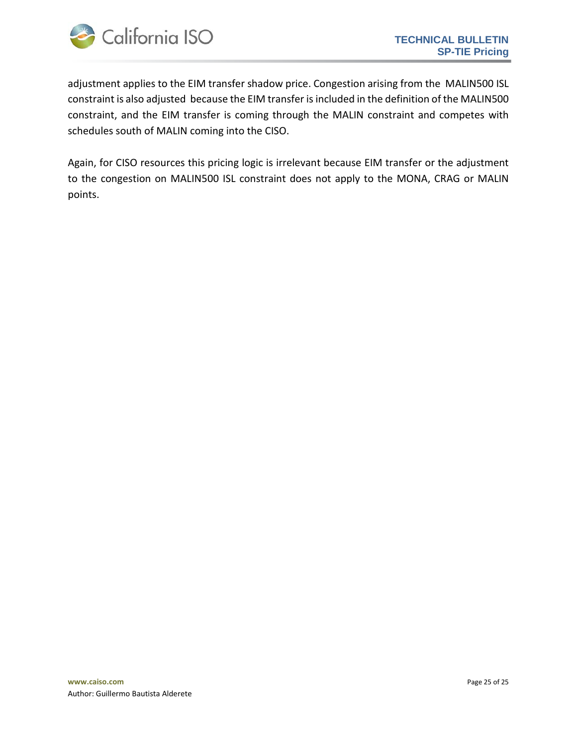adjustment applies to the EIM transfer shadow price. Congestion arising from the MALIN500 ISL constraint is also adjusted because the EIM transfer is included in the definition of the MALIN500 constraint, and the EIM transfer is coming through the MALIN constraint and competes with schedules south of MALIN coming into the CISO.

Again, for CISO resources this pricing logic is irrelevant because EIM transfer or the adjustment to the congestion on MALIN500 ISL constraint does not apply to the MONA, CRAG or MALIN points.